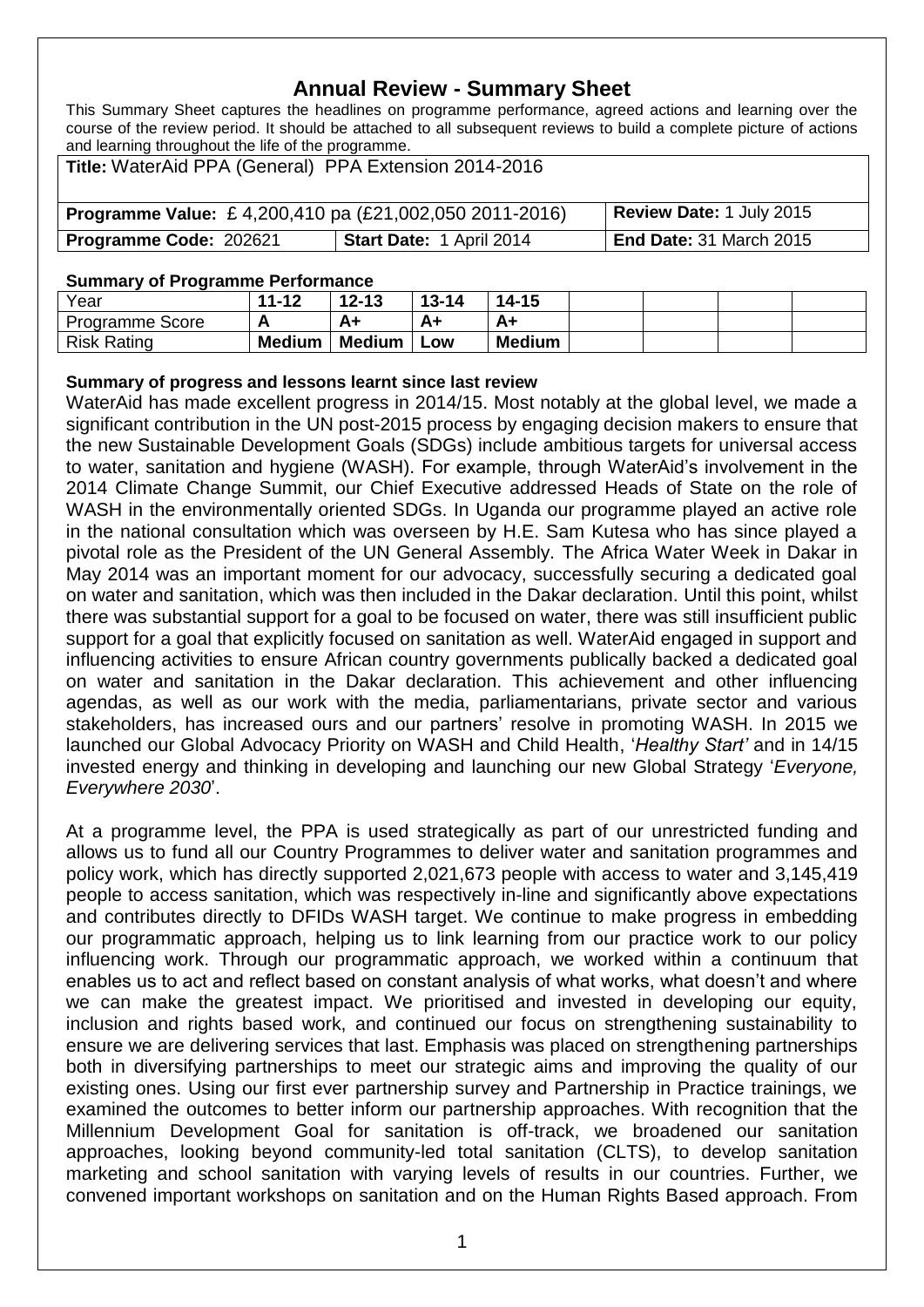# Annual Review - Summary Sheet

This Summary Sheet captures the headlines on programme performance, agreed actions and learning over the course of the review period. It should be attached to all subsequent reviews to build a complete picture of actions and learning throughout the life of the programme.

| **Title:** WaterAid PPA (General) PPA Extension 2014-2016 | | |
|---|---|---|
| **Programme Value:** £ 4,200,410 pa (£21,002,050 2011-2016) | | **Review Date:** 1 July 2015 |
| **Programme Code:** 202621 | **Start Date:** 1 April 2014 | **End Date:** 31 March 2015 |

**Summary of Programme Performance**

| Year | 11-12 | 12-13 | 13-14 | 14-15 | | | | |
|---|---|---|---|---|---|---|---|---|
| Programme Score | A | A+ | A+ | A+ | | | | |
| Risk Rating | Medium | Medium | Low | Medium | | | | |

**Summary of progress and lessons learnt since last review**

WaterAid has made excellent progress in 2014/15. Most notably at the global level, we made a significant contribution in the UN post-2015 process by engaging decision makers to ensure that the new Sustainable Development Goals (SDGs) include ambitious targets for universal access to water, sanitation and hygiene (WASH). For example, through WaterAid's involvement in the 2014 Climate Change Summit, our Chief Executive addressed Heads of State on the role of WASH in the environmentally oriented SDGs. In Uganda our programme played an active role in the national consultation which was overseen by H.E. Sam Kutesa who has since played a pivotal role as the President of the UN General Assembly. The Africa Water Week in Dakar in May 2014 was an important moment for our advocacy, successfully securing a dedicated goal on water and sanitation, which was then included in the Dakar declaration. Until this point, whilst there was substantial support for a goal to be focused on water, there was still insufficient public support for a goal that explicitly focused on sanitation as well. WaterAid engaged in support and influencing activities to ensure African country governments publically backed a dedicated goal on water and sanitation in the Dakar declaration. This achievement and other influencing agendas, as well as our work with the media, parliamentarians, private sector and various stakeholders, has increased ours and our partners' resolve in promoting WASH. In 2015 we launched our Global Advocacy Priority on WASH and Child Health, '*Healthy Start'* and in 14/15 invested energy and thinking in developing and launching our new Global Strategy '*Everyone, Everywhere 2030*'.

At a programme level, the PPA is used strategically as part of our unrestricted funding and allows us to fund all our Country Programmes to deliver water and sanitation programmes and policy work, which has directly supported 2,021,673 people with access to water and 3,145,419 people to access sanitation, which was respectively in-line and significantly above expectations and contributes directly to DFIDs WASH target. We continue to make progress in embedding our programmatic approach, helping us to link learning from our practice work to our policy influencing work. Through our programmatic approach, we worked within a continuum that enables us to act and reflect based on constant analysis of what works, what doesn't and where we can make the greatest impact. We prioritised and invested in developing our equity, inclusion and rights based work, and continued our focus on strengthening sustainability to ensure we are delivering services that last. Emphasis was placed on strengthening partnerships both in diversifying partnerships to meet our strategic aims and improving the quality of our existing ones. Using our first ever partnership survey and Partnership in Practice trainings, we examined the outcomes to better inform our partnership approaches. With recognition that the Millennium Development Goal for sanitation is off-track, we broadened our sanitation approaches, looking beyond community-led total sanitation (CLTS), to develop sanitation marketing and school sanitation with varying levels of results in our countries. Further, we convened important workshops on sanitation and on the Human Rights Based approach. From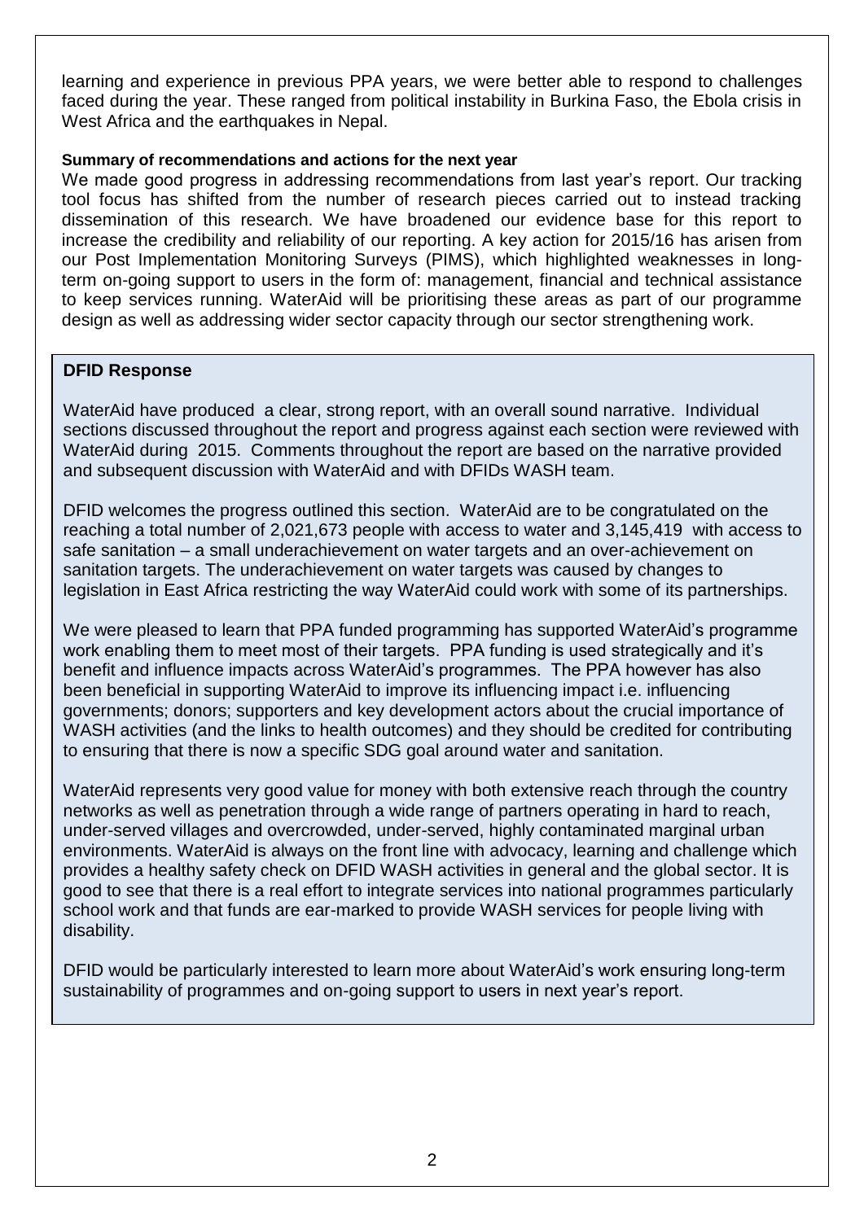learning and experience in previous PPA years, we were better able to respond to challenges faced during the year. These ranged from political instability in Burkina Faso, the Ebola crisis in West Africa and the earthquakes in Nepal.

**Summary of recommendations and actions for the next year**

We made good progress in addressing recommendations from last year's report. Our tracking tool focus has shifted from the number of research pieces carried out to instead tracking dissemination of this research. We have broadened our evidence base for this report to increase the credibility and reliability of our reporting. A key action for 2015/16 has arisen from our Post Implementation Monitoring Surveys (PIMS), which highlighted weaknesses in long-term on-going support to users in the form of: management, financial and technical assistance to keep services running. WaterAid will be prioritising these areas as part of our programme design as well as addressing wider sector capacity through our sector strengthening work.

**DFID Response**

WaterAid have produced a clear, strong report, with an overall sound narrative. Individual sections discussed throughout the report and progress against each section were reviewed with WaterAid during 2015. Comments throughout the report are based on the narrative provided and subsequent discussion with WaterAid and with DFIDs WASH team.

DFID welcomes the progress outlined this section. WaterAid are to be congratulated on the reaching a total number of 2,021,673 people with access to water and 3,145,419 with access to safe sanitation – a small underachievement on water targets and an over-achievement on sanitation targets. The underachievement on water targets was caused by changes to legislation in East Africa restricting the way WaterAid could work with some of its partnerships.

We were pleased to learn that PPA funded programming has supported WaterAid's programme work enabling them to meet most of their targets. PPA funding is used strategically and it's benefit and influence impacts across WaterAid's programmes. The PPA however has also been beneficial in supporting WaterAid to improve its influencing impact i.e. influencing governments; donors; supporters and key development actors about the crucial importance of WASH activities (and the links to health outcomes) and they should be credited for contributing to ensuring that there is now a specific SDG goal around water and sanitation.

WaterAid represents very good value for money with both extensive reach through the country networks as well as penetration through a wide range of partners operating in hard to reach, under-served villages and overcrowded, under-served, highly contaminated marginal urban environments. WaterAid is always on the front line with advocacy, learning and challenge which provides a healthy safety check on DFID WASH activities in general and the global sector. It is good to see that there is a real effort to integrate services into national programmes particularly school work and that funds are ear-marked to provide WASH services for people living with disability.

DFID would be particularly interested to learn more about WaterAid's work ensuring long-term sustainability of programmes and on-going support to users in next year's report.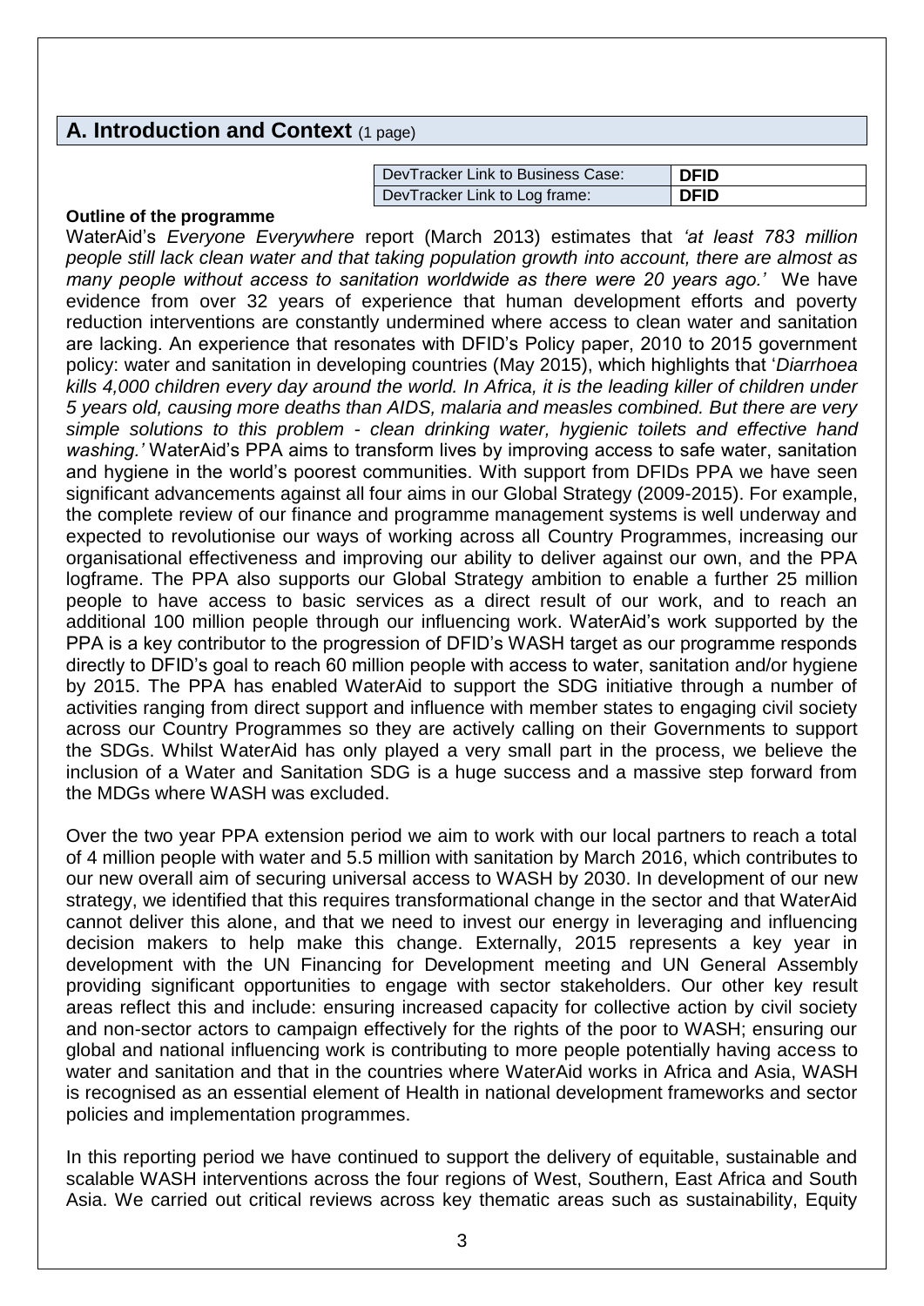## A. Introduction and Context (1 page)

| DevTracker Link to Business Case: | DFID |
|---|---|
| DevTracker Link to Log frame: | DFID |

**Outline of the programme**

WaterAid's *Everyone Everywhere* report (March 2013) estimates that *'at least 783 million people still lack clean water and that taking population growth into account, there are almost as many people without access to sanitation worldwide as there were 20 years ago.'* We have evidence from over 32 years of experience that human development efforts and poverty reduction interventions are constantly undermined where access to clean water and sanitation are lacking. An experience that resonates with DFID's Policy paper, 2010 to 2015 government policy: water and sanitation in developing countries (May 2015), which highlights that '*Diarrhoea kills 4,000 children every day around the world. In Africa, it is the leading killer of children under 5 years old, causing more deaths than AIDS, malaria and measles combined. But there are very simple solutions to this problem - clean drinking water, hygienic toilets and effective hand washing.'* WaterAid's PPA aims to transform lives by improving access to safe water, sanitation and hygiene in the world's poorest communities. With support from DFIDs PPA we have seen significant advancements against all four aims in our Global Strategy (2009-2015). For example, the complete review of our finance and programme management systems is well underway and expected to revolutionise our ways of working across all Country Programmes, increasing our organisational effectiveness and improving our ability to deliver against our own, and the PPA logframe. The PPA also supports our Global Strategy ambition to enable a further 25 million people to have access to basic services as a direct result of our work, and to reach an additional 100 million people through our influencing work. WaterAid's work supported by the PPA is a key contributor to the progression of DFID's WASH target as our programme responds directly to DFID's goal to reach 60 million people with access to water, sanitation and/or hygiene by 2015. The PPA has enabled WaterAid to support the SDG initiative through a number of activities ranging from direct support and influence with member states to engaging civil society across our Country Programmes so they are actively calling on their Governments to support the SDGs. Whilst WaterAid has only played a very small part in the process, we believe the inclusion of a Water and Sanitation SDG is a huge success and a massive step forward from the MDGs where WASH was excluded.

Over the two year PPA extension period we aim to work with our local partners to reach a total of 4 million people with water and 5.5 million with sanitation by March 2016, which contributes to our new overall aim of securing universal access to WASH by 2030. In development of our new strategy, we identified that this requires transformational change in the sector and that WaterAid cannot deliver this alone, and that we need to invest our energy in leveraging and influencing decision makers to help make this change. Externally, 2015 represents a key year in development with the UN Financing for Development meeting and UN General Assembly providing significant opportunities to engage with sector stakeholders. Our other key result areas reflect this and include: ensuring increased capacity for collective action by civil society and non-sector actors to campaign effectively for the rights of the poor to WASH; ensuring our global and national influencing work is contributing to more people potentially having access to water and sanitation and that in the countries where WaterAid works in Africa and Asia, WASH is recognised as an essential element of Health in national development frameworks and sector policies and implementation programmes.

In this reporting period we have continued to support the delivery of equitable, sustainable and scalable WASH interventions across the four regions of West, Southern, East Africa and South Asia. We carried out critical reviews across key thematic areas such as sustainability, Equity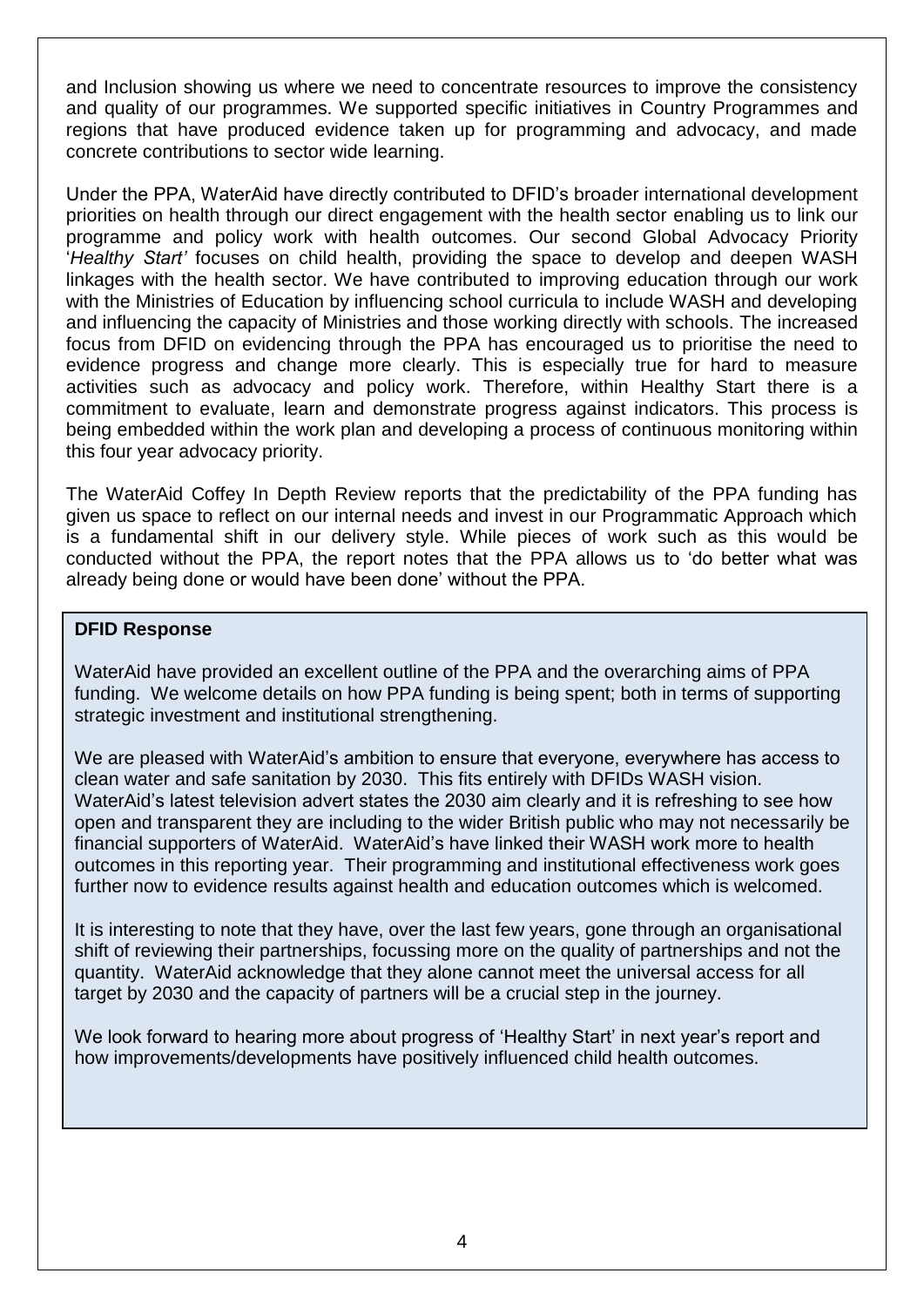and Inclusion showing us where we need to concentrate resources to improve the consistency and quality of our programmes. We supported specific initiatives in Country Programmes and regions that have produced evidence taken up for programming and advocacy, and made concrete contributions to sector wide learning.

Under the PPA, WaterAid have directly contributed to DFID's broader international development priorities on health through our direct engagement with the health sector enabling us to link our programme and policy work with health outcomes. Our second Global Advocacy Priority '*Healthy Start'* focuses on child health, providing the space to develop and deepen WASH linkages with the health sector. We have contributed to improving education through our work with the Ministries of Education by influencing school curricula to include WASH and developing and influencing the capacity of Ministries and those working directly with schools. The increased focus from DFID on evidencing through the PPA has encouraged us to prioritise the need to evidence progress and change more clearly. This is especially true for hard to measure activities such as advocacy and policy work. Therefore, within Healthy Start there is a commitment to evaluate, learn and demonstrate progress against indicators. This process is being embedded within the work plan and developing a process of continuous monitoring within this four year advocacy priority.

The WaterAid Coffey In Depth Review reports that the predictability of the PPA funding has given us space to reflect on our internal needs and invest in our Programmatic Approach which is a fundamental shift in our delivery style. While pieces of work such as this would be conducted without the PPA, the report notes that the PPA allows us to 'do better what was already being done or would have been done' without the PPA.

**DFID Response**

WaterAid have provided an excellent outline of the PPA and the overarching aims of PPA funding. We welcome details on how PPA funding is being spent; both in terms of supporting strategic investment and institutional strengthening.

We are pleased with WaterAid's ambition to ensure that everyone, everywhere has access to clean water and safe sanitation by 2030. This fits entirely with DFIDs WASH vision. WaterAid's latest television advert states the 2030 aim clearly and it is refreshing to see how open and transparent they are including to the wider British public who may not necessarily be financial supporters of WaterAid. WaterAid's have linked their WASH work more to health outcomes in this reporting year. Their programming and institutional effectiveness work goes further now to evidence results against health and education outcomes which is welcomed.

It is interesting to note that they have, over the last few years, gone through an organisational shift of reviewing their partnerships, focussing more on the quality of partnerships and not the quantity. WaterAid acknowledge that they alone cannot meet the universal access for all target by 2030 and the capacity of partners will be a crucial step in the journey.

We look forward to hearing more about progress of 'Healthy Start' in next year's report and how improvements/developments have positively influenced child health outcomes.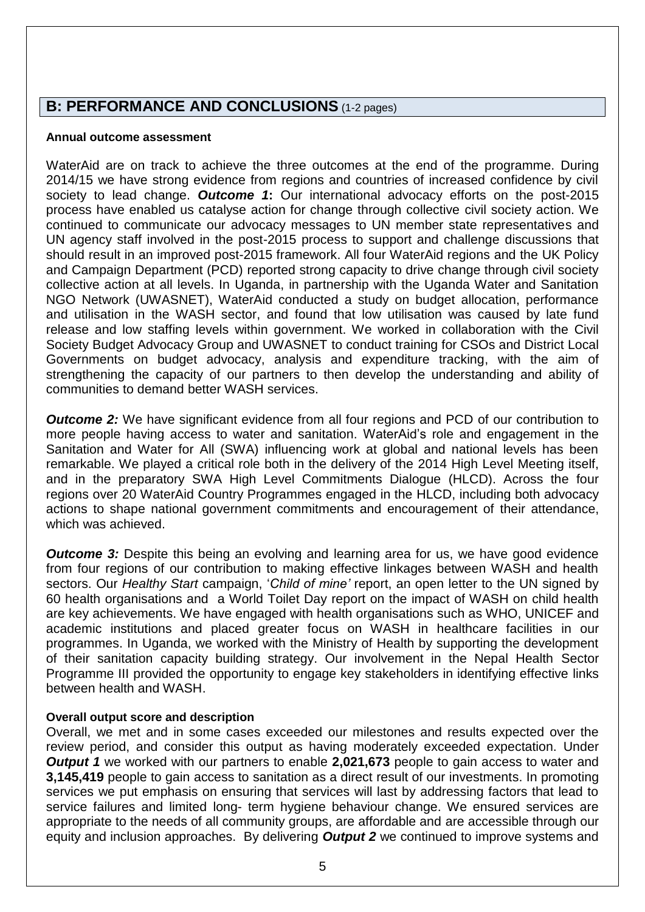## B: PERFORMANCE AND CONCLUSIONS (1-2 pages)

**Annual outcome assessment**

WaterAid are on track to achieve the three outcomes at the end of the programme. During 2014/15 we have strong evidence from regions and countries of increased confidence by civil society to lead change. ***Outcome 1*:** Our international advocacy efforts on the post-2015 process have enabled us catalyse action for change through collective civil society action. We continued to communicate our advocacy messages to UN member state representatives and UN agency staff involved in the post-2015 process to support and challenge discussions that should result in an improved post-2015 framework. All four WaterAid regions and the UK Policy and Campaign Department (PCD) reported strong capacity to drive change through civil society collective action at all levels. In Uganda, in partnership with the Uganda Water and Sanitation NGO Network (UWASNET), WaterAid conducted a study on budget allocation, performance and utilisation in the WASH sector, and found that low utilisation was caused by late fund release and low staffing levels within government. We worked in collaboration with the Civil Society Budget Advocacy Group and UWASNET to conduct training for CSOs and District Local Governments on budget advocacy, analysis and expenditure tracking, with the aim of strengthening the capacity of our partners to then develop the understanding and ability of communities to demand better WASH services.

***Outcome 2:*** We have significant evidence from all four regions and PCD of our contribution to more people having access to water and sanitation. WaterAid's role and engagement in the Sanitation and Water for All (SWA) influencing work at global and national levels has been remarkable. We played a critical role both in the delivery of the 2014 High Level Meeting itself, and in the preparatory SWA High Level Commitments Dialogue (HLCD). Across the four regions over 20 WaterAid Country Programmes engaged in the HLCD, including both advocacy actions to shape national government commitments and encouragement of their attendance, which was achieved.

***Outcome 3:*** Despite this being an evolving and learning area for us, we have good evidence from four regions of our contribution to making effective linkages between WASH and health sectors. Our *Healthy Start* campaign, '*Child of mine'* report, an open letter to the UN signed by 60 health organisations and a World Toilet Day report on the impact of WASH on child health are key achievements. We have engaged with health organisations such as WHO, UNICEF and academic institutions and placed greater focus on WASH in healthcare facilities in our programmes. In Uganda, we worked with the Ministry of Health by supporting the development of their sanitation capacity building strategy. Our involvement in the Nepal Health Sector Programme III provided the opportunity to engage key stakeholders in identifying effective links between health and WASH.

**Overall output score and description**

Overall, we met and in some cases exceeded our milestones and results expected over the review period, and consider this output as having moderately exceeded expectation. Under ***Output 1*** we worked with our partners to enable **2,021,673** people to gain access to water and **3,145,419** people to gain access to sanitation as a direct result of our investments. In promoting services we put emphasis on ensuring that services will last by addressing factors that lead to service failures and limited long- term hygiene behaviour change. We ensured services are appropriate to the needs of all community groups, are affordable and are accessible through our equity and inclusion approaches. By delivering ***Output 2*** we continued to improve systems and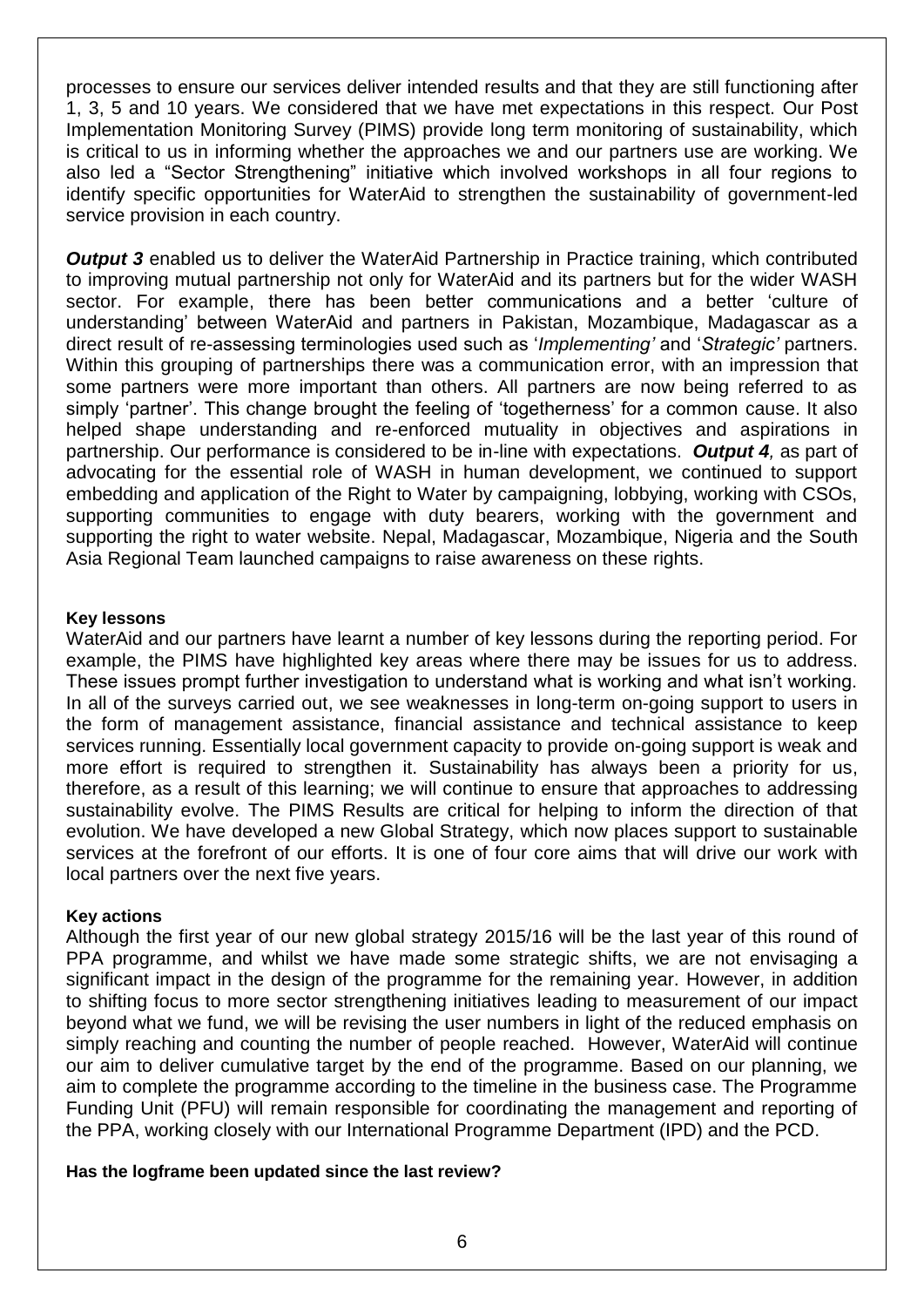processes to ensure our services deliver intended results and that they are still functioning after 1, 3, 5 and 10 years. We considered that we have met expectations in this respect. Our Post Implementation Monitoring Survey (PIMS) provide long term monitoring of sustainability, which is critical to us in informing whether the approaches we and our partners use are working. We also led a "Sector Strengthening" initiative which involved workshops in all four regions to identify specific opportunities for WaterAid to strengthen the sustainability of government-led service provision in each country.

***Output 3*** enabled us to deliver the WaterAid Partnership in Practice training, which contributed to improving mutual partnership not only for WaterAid and its partners but for the wider WASH sector. For example, there has been better communications and a better 'culture of understanding' between WaterAid and partners in Pakistan, Mozambique, Madagascar as a direct result of re-assessing terminologies used such as '*Implementing'* and '*Strategic'* partners. Within this grouping of partnerships there was a communication error, with an impression that some partners were more important than others. All partners are now being referred to as simply 'partner'. This change brought the feeling of 'togetherness' for a common cause. It also helped shape understanding and re-enforced mutuality in objectives and aspirations in partnership. Our performance is considered to be in-line with expectations. ***Output 4****,* as part of advocating for the essential role of WASH in human development, we continued to support embedding and application of the Right to Water by campaigning, lobbying, working with CSOs, supporting communities to engage with duty bearers, working with the government and supporting the right to water website. Nepal, Madagascar, Mozambique, Nigeria and the South Asia Regional Team launched campaigns to raise awareness on these rights.

**Key lessons**

WaterAid and our partners have learnt a number of key lessons during the reporting period. For example, the PIMS have highlighted key areas where there may be issues for us to address. These issues prompt further investigation to understand what is working and what isn't working. In all of the surveys carried out, we see weaknesses in long-term on-going support to users in the form of management assistance, financial assistance and technical assistance to keep services running. Essentially local government capacity to provide on-going support is weak and more effort is required to strengthen it. Sustainability has always been a priority for us, therefore, as a result of this learning; we will continue to ensure that approaches to addressing sustainability evolve. The PIMS Results are critical for helping to inform the direction of that evolution. We have developed a new Global Strategy, which now places support to sustainable services at the forefront of our efforts. It is one of four core aims that will drive our work with local partners over the next five years.

**Key actions**

Although the first year of our new global strategy 2015/16 will be the last year of this round of PPA programme, and whilst we have made some strategic shifts, we are not envisaging a significant impact in the design of the programme for the remaining year. However, in addition to shifting focus to more sector strengthening initiatives leading to measurement of our impact beyond what we fund, we will be revising the user numbers in light of the reduced emphasis on simply reaching and counting the number of people reached. However, WaterAid will continue our aim to deliver cumulative target by the end of the programme. Based on our planning, we aim to complete the programme according to the timeline in the business case. The Programme Funding Unit (PFU) will remain responsible for coordinating the management and reporting of the PPA, working closely with our International Programme Department (IPD) and the PCD.

**Has the logframe been updated since the last review?**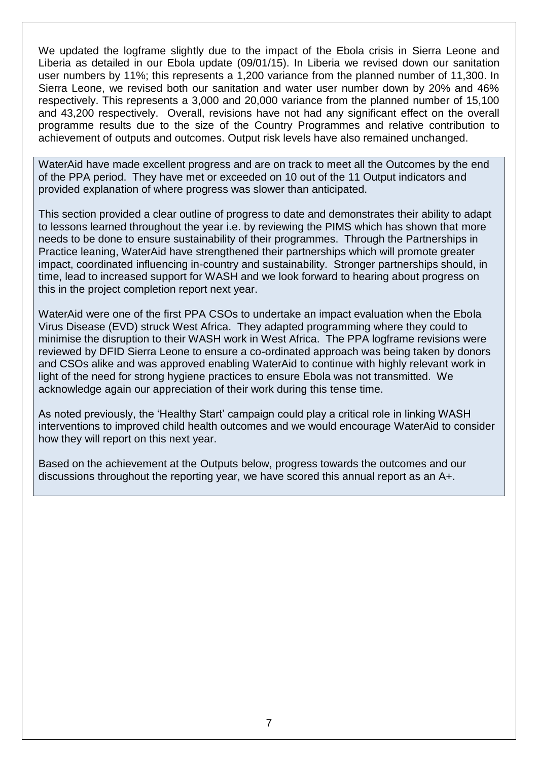We updated the logframe slightly due to the impact of the Ebola crisis in Sierra Leone and Liberia as detailed in our Ebola update (09/01/15). In Liberia we revised down our sanitation user numbers by 11%; this represents a 1,200 variance from the planned number of 11,300. In Sierra Leone, we revised both our sanitation and water user number down by 20% and 46% respectively. This represents a 3,000 and 20,000 variance from the planned number of 15,100 and 43,200 respectively. Overall, revisions have not had any significant effect on the overall programme results due to the size of the Country Programmes and relative contribution to achievement of outputs and outcomes. Output risk levels have also remained unchanged.

WaterAid have made excellent progress and are on track to meet all the Outcomes by the end of the PPA period. They have met or exceeded on 10 out of the 11 Output indicators and provided explanation of where progress was slower than anticipated.

This section provided a clear outline of progress to date and demonstrates their ability to adapt to lessons learned throughout the year i.e. by reviewing the PIMS which has shown that more needs to be done to ensure sustainability of their programmes. Through the Partnerships in Practice leaning, WaterAid have strengthened their partnerships which will promote greater impact, coordinated influencing in-country and sustainability. Stronger partnerships should, in time, lead to increased support for WASH and we look forward to hearing about progress on this in the project completion report next year.

WaterAid were one of the first PPA CSOs to undertake an impact evaluation when the Ebola Virus Disease (EVD) struck West Africa. They adapted programming where they could to minimise the disruption to their WASH work in West Africa. The PPA logframe revisions were reviewed by DFID Sierra Leone to ensure a co-ordinated approach was being taken by donors and CSOs alike and was approved enabling WaterAid to continue with highly relevant work in light of the need for strong hygiene practices to ensure Ebola was not transmitted. We acknowledge again our appreciation of their work during this tense time.

As noted previously, the 'Healthy Start' campaign could play a critical role in linking WASH interventions to improved child health outcomes and we would encourage WaterAid to consider how they will report on this next year.

Based on the achievement at the Outputs below, progress towards the outcomes and our discussions throughout the reporting year, we have scored this annual report as an A+.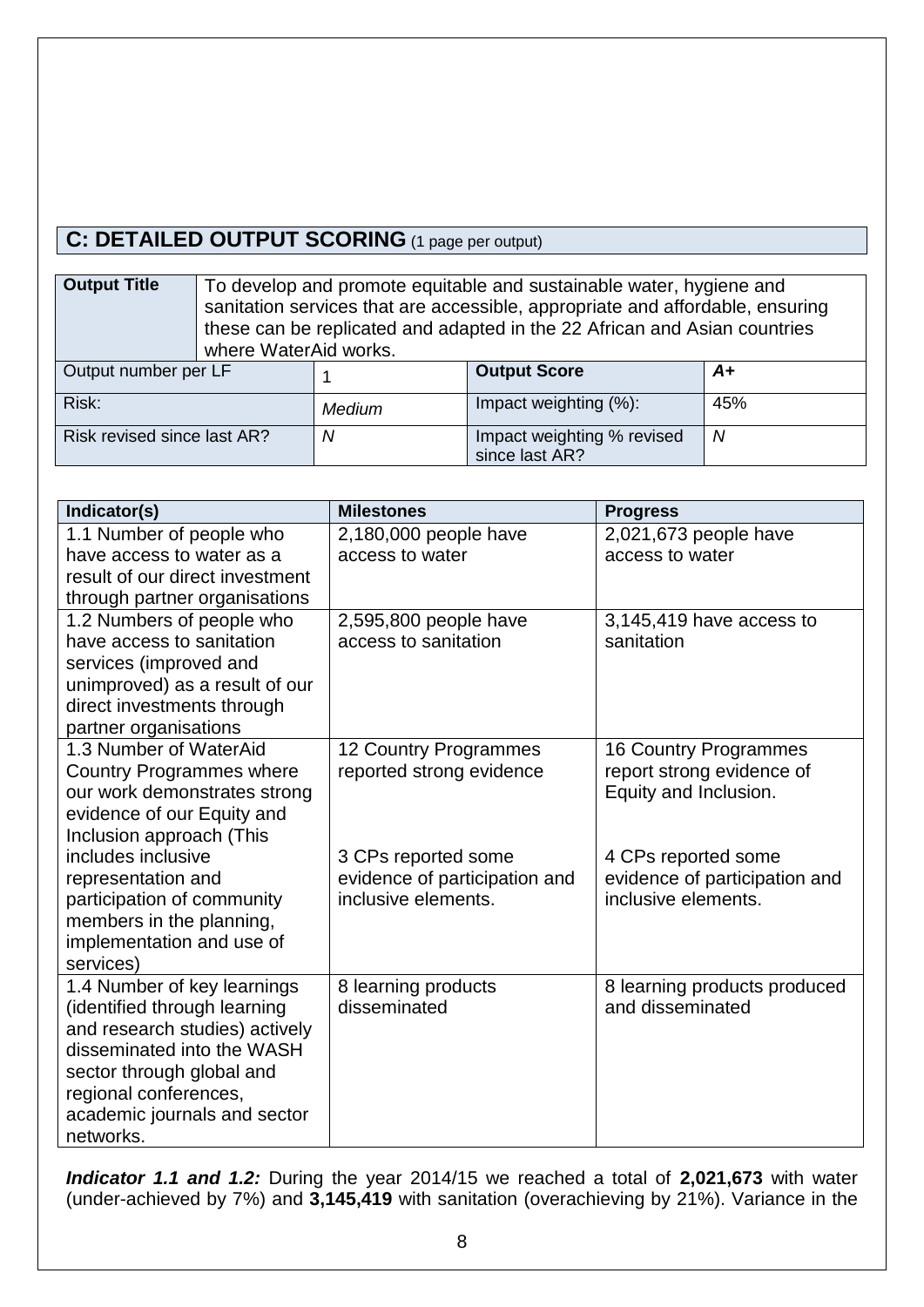## C: DETAILED OUTPUT SCORING (1 page per output)

| Output Title | To develop and promote equitable and sustainable water, hygiene and sanitation services that are accessible, appropriate and affordable, ensuring these can be replicated and adapted in the 22 African and Asian countries where WaterAid works. | | |
|---|---|---|---|
| Output number per LF | 1 | **Output Score** | ***A+*** |
| Risk: | *Medium* | Impact weighting (%): | 45% |
| Risk revised since last AR? | *N* | Impact weighting % revised since last AR? | *N* |

| Indicator(s) | Milestones | Progress |
|---|---|---|
| 1.1 Number of people who have access to water as a result of our direct investment through partner organisations | 2,180,000 people have access to water | 2,021,673 people have access to water |
| 1.2 Numbers of people who have access to sanitation services (improved and unimproved) as a result of our direct investments through partner organisations | 2,595,800 people have access to sanitation | 3,145,419 have access to sanitation |
| 1.3 Number of WaterAid Country Programmes where our work demonstrates strong evidence of our Equity and Inclusion approach (This includes inclusive representation and participation of community members in the planning, implementation and use of services) | 12 Country Programmes reported strong evidence<br><br>3 CPs reported some evidence of participation and inclusive elements. | 16 Country Programmes report strong evidence of Equity and Inclusion.<br><br>4 CPs reported some evidence of participation and inclusive elements. |
| 1.4 Number of key learnings (identified through learning and research studies) actively disseminated into the WASH sector through global and regional conferences, academic journals and sector networks. | 8 learning products disseminated | 8 learning products produced and disseminated |

***Indicator 1.1 and 1.2:*** During the year 2014/15 we reached a total of **2,021,673** with water (under-achieved by 7%) and **3,145,419** with sanitation (overachieving by 21%). Variance in the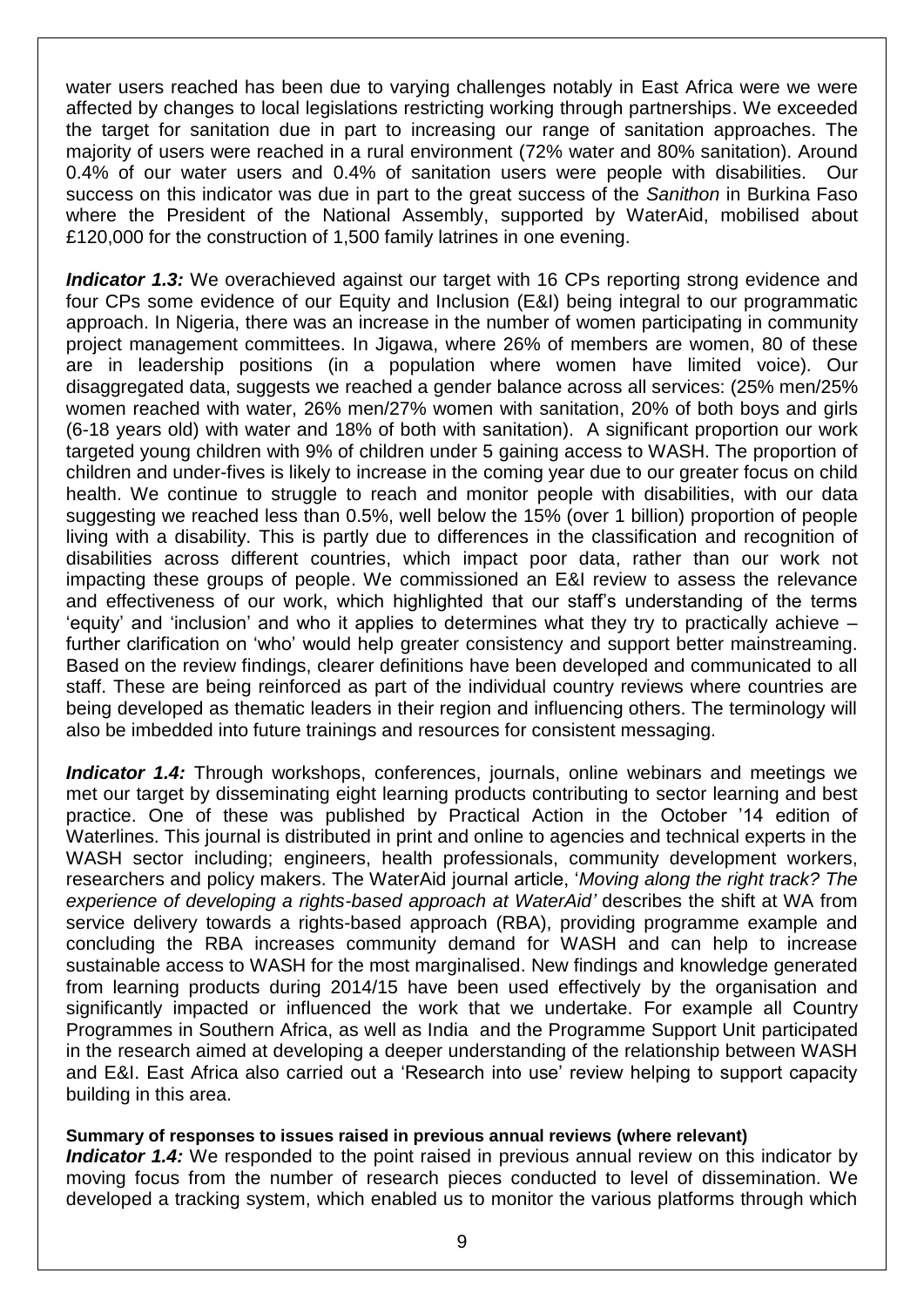water users reached has been due to varying challenges notably in East Africa were we were affected by changes to local legislations restricting working through partnerships. We exceeded the target for sanitation due in part to increasing our range of sanitation approaches. The majority of users were reached in a rural environment (72% water and 80% sanitation). Around 0.4% of our water users and 0.4% of sanitation users were people with disabilities. Our success on this indicator was due in part to the great success of the *Sanithon* in Burkina Faso where the President of the National Assembly, supported by WaterAid, mobilised about £120,000 for the construction of 1,500 family latrines in one evening.

***Indicator 1.3:*** We overachieved against our target with 16 CPs reporting strong evidence and four CPs some evidence of our Equity and Inclusion (E&I) being integral to our programmatic approach. In Nigeria, there was an increase in the number of women participating in community project management committees. In Jigawa, where 26% of members are women, 80 of these are in leadership positions (in a population where women have limited voice). Our disaggregated data, suggests we reached a gender balance across all services: (25% men/25% women reached with water, 26% men/27% women with sanitation, 20% of both boys and girls (6-18 years old) with water and 18% of both with sanitation). A significant proportion our work targeted young children with 9% of children under 5 gaining access to WASH. The proportion of children and under-fives is likely to increase in the coming year due to our greater focus on child health. We continue to struggle to reach and monitor people with disabilities, with our data suggesting we reached less than 0.5%, well below the 15% (over 1 billion) proportion of people living with a disability. This is partly due to differences in the classification and recognition of disabilities across different countries, which impact poor data, rather than our work not impacting these groups of people. We commissioned an E&I review to assess the relevance and effectiveness of our work, which highlighted that our staff's understanding of the terms 'equity' and 'inclusion' and who it applies to determines what they try to practically achieve – further clarification on 'who' would help greater consistency and support better mainstreaming. Based on the review findings, clearer definitions have been developed and communicated to all staff. These are being reinforced as part of the individual country reviews where countries are being developed as thematic leaders in their region and influencing others. The terminology will also be imbedded into future trainings and resources for consistent messaging.

***Indicator 1.4:*** Through workshops, conferences, journals, online webinars and meetings we met our target by disseminating eight learning products contributing to sector learning and best practice. One of these was published by Practical Action in the October '14 edition of Waterlines. This journal is distributed in print and online to agencies and technical experts in the WASH sector including; engineers, health professionals, community development workers, researchers and policy makers. The WaterAid journal article, '*Moving along the right track? The experience of developing a rights-based approach at WaterAid'* describes the shift at WA from service delivery towards a rights-based approach (RBA), providing programme example and concluding the RBA increases community demand for WASH and can help to increase sustainable access to WASH for the most marginalised. New findings and knowledge generated from learning products during 2014/15 have been used effectively by the organisation and significantly impacted or influenced the work that we undertake. For example all Country Programmes in Southern Africa, as well as India and the Programme Support Unit participated in the research aimed at developing a deeper understanding of the relationship between WASH and E&I. East Africa also carried out a 'Research into use' review helping to support capacity building in this area.

**Summary of responses to issues raised in previous annual reviews (where relevant)**

***Indicator 1.4:*** We responded to the point raised in previous annual review on this indicator by moving focus from the number of research pieces conducted to level of dissemination. We developed a tracking system, which enabled us to monitor the various platforms through which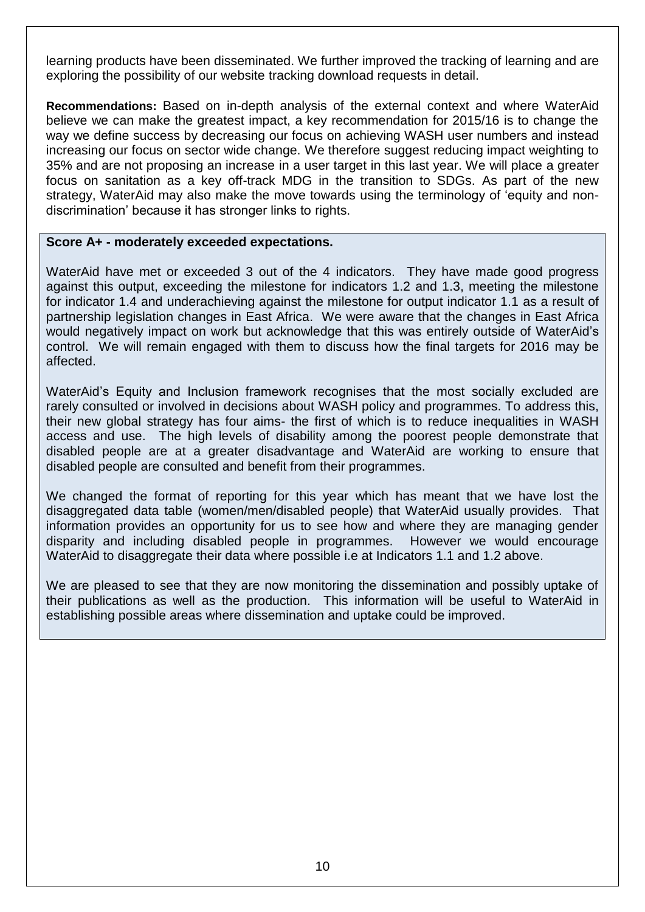learning products have been disseminated. We further improved the tracking of learning and are exploring the possibility of our website tracking download requests in detail.

**Recommendations:** Based on in-depth analysis of the external context and where WaterAid believe we can make the greatest impact, a key recommendation for 2015/16 is to change the way we define success by decreasing our focus on achieving WASH user numbers and instead increasing our focus on sector wide change. We therefore suggest reducing impact weighting to 35% and are not proposing an increase in a user target in this last year. We will place a greater focus on sanitation as a key off-track MDG in the transition to SDGs. As part of the new strategy, WaterAid may also make the move towards using the terminology of 'equity and non-discrimination' because it has stronger links to rights.

**Score A+ - moderately exceeded expectations.**

WaterAid have met or exceeded 3 out of the 4 indicators. They have made good progress against this output, exceeding the milestone for indicators 1.2 and 1.3, meeting the milestone for indicator 1.4 and underachieving against the milestone for output indicator 1.1 as a result of partnership legislation changes in East Africa. We were aware that the changes in East Africa would negatively impact on work but acknowledge that this was entirely outside of WaterAid's control. We will remain engaged with them to discuss how the final targets for 2016 may be affected.

WaterAid's Equity and Inclusion framework recognises that the most socially excluded are rarely consulted or involved in decisions about WASH policy and programmes. To address this, their new global strategy has four aims- the first of which is to reduce inequalities in WASH access and use. The high levels of disability among the poorest people demonstrate that disabled people are at a greater disadvantage and WaterAid are working to ensure that disabled people are consulted and benefit from their programmes.

We changed the format of reporting for this year which has meant that we have lost the disaggregated data table (women/men/disabled people) that WaterAid usually provides. That information provides an opportunity for us to see how and where they are managing gender disparity and including disabled people in programmes. However we would encourage WaterAid to disaggregate their data where possible i.e at Indicators 1.1 and 1.2 above.

We are pleased to see that they are now monitoring the dissemination and possibly uptake of their publications as well as the production. This information will be useful to WaterAid in establishing possible areas where dissemination and uptake could be improved.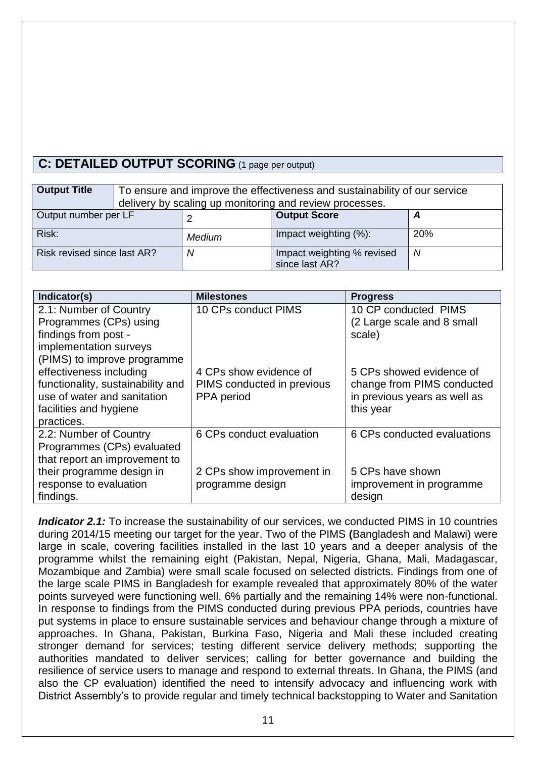## C: DETAILED OUTPUT SCORING (1 page per output)

| Output Title | To ensure and improve the effectiveness and sustainability of our service delivery by scaling up monitoring and review processes. | | |
|---|---|---|---|
| Output number per LF | 2 | **Output Score** | ***A*** |
| Risk: | *Medium* | Impact weighting (%): | 20% |
| Risk revised since last AR? | *N* | Impact weighting % revised since last AR? | *N* |

| Indicator(s) | Milestones | Progress |
|---|---|---|
| 2.1: Number of Country Programmes (CPs) using findings from post - implementation surveys (PIMS) to improve programme effectiveness including functionality, sustainability and use of water and sanitation facilities and hygiene practices. | 10 CPs conduct PIMS<br><br>4 CPs show evidence of PIMS conducted in previous PPA period | 10 CP conducted PIMS (2 Large scale and 8 small scale)<br><br>5 CPs showed evidence of change from PIMS conducted in previous years as well as this year |
| 2.2: Number of Country Programmes (CPs) evaluated that report an improvement to their programme design in response to evaluation findings. | 6 CPs conduct evaluation<br><br>2 CPs show improvement in programme design | 6 CPs conducted evaluations<br><br>5 CPs have shown improvement in programme design |

***Indicator 2.1:*** To increase the sustainability of our services, we conducted PIMS in 10 countries during 2014/15 meeting our target for the year. Two of the PIMS **(**Bangladesh and Malawi) were large in scale, covering facilities installed in the last 10 years and a deeper analysis of the programme whilst the remaining eight (Pakistan, Nepal, Nigeria, Ghana, Mali, Madagascar, Mozambique and Zambia) were small scale focused on selected districts. Findings from one of the large scale PIMS in Bangladesh for example revealed that approximately 80% of the water points surveyed were functioning well, 6% partially and the remaining 14% were non-functional. In response to findings from the PIMS conducted during previous PPA periods, countries have put systems in place to ensure sustainable services and behaviour change through a mixture of approaches. In Ghana, Pakistan, Burkina Faso, Nigeria and Mali these included creating stronger demand for services; testing different service delivery methods; supporting the authorities mandated to deliver services; calling for better governance and building the resilience of service users to manage and respond to external threats. In Ghana, the PIMS (and also the CP evaluation) identified the need to intensify advocacy and influencing work with District Assembly's to provide regular and timely technical backstopping to Water and Sanitation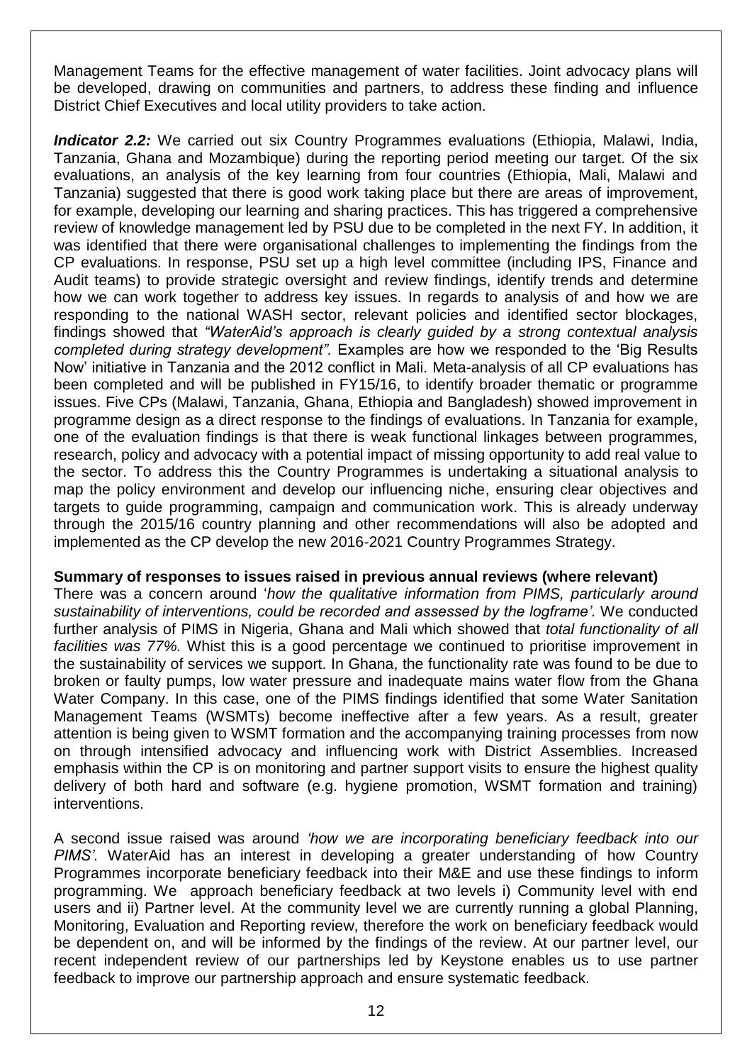Management Teams for the effective management of water facilities. Joint advocacy plans will be developed, drawing on communities and partners, to address these finding and influence District Chief Executives and local utility providers to take action.

***Indicator 2.2:*** We carried out six Country Programmes evaluations (Ethiopia, Malawi, India, Tanzania, Ghana and Mozambique) during the reporting period meeting our target. Of the six evaluations, an analysis of the key learning from four countries (Ethiopia, Mali, Malawi and Tanzania) suggested that there is good work taking place but there are areas of improvement, for example, developing our learning and sharing practices. This has triggered a comprehensive review of knowledge management led by PSU due to be completed in the next FY. In addition, it was identified that there were organisational challenges to implementing the findings from the CP evaluations. In response, PSU set up a high level committee (including IPS, Finance and Audit teams) to provide strategic oversight and review findings, identify trends and determine how we can work together to address key issues. In regards to analysis of and how we are responding to the national WASH sector, relevant policies and identified sector blockages, findings showed that *"WaterAid's approach is clearly guided by a strong contextual analysis completed during strategy development".* Examples are how we responded to the 'Big Results Now' initiative in Tanzania and the 2012 conflict in Mali. Meta-analysis of all CP evaluations has been completed and will be published in FY15/16, to identify broader thematic or programme issues. Five CPs (Malawi, Tanzania, Ghana, Ethiopia and Bangladesh) showed improvement in programme design as a direct response to the findings of evaluations. In Tanzania for example, one of the evaluation findings is that there is weak functional linkages between programmes, research, policy and advocacy with a potential impact of missing opportunity to add real value to the sector. To address this the Country Programmes is undertaking a situational analysis to map the policy environment and develop our influencing niche, ensuring clear objectives and targets to guide programming, campaign and communication work. This is already underway through the 2015/16 country planning and other recommendations will also be adopted and implemented as the CP develop the new 2016-2021 Country Programmes Strategy.

**Summary of responses to issues raised in previous annual reviews (where relevant)**

There was a concern around '*how the qualitative information from PIMS, particularly around sustainability of interventions, could be recorded and assessed by the logframe'.* We conducted further analysis of PIMS in Nigeria, Ghana and Mali which showed that *total functionality of all facilities was 77%.* Whist this is a good percentage we continued to prioritise improvement in the sustainability of services we support. In Ghana, the functionality rate was found to be due to broken or faulty pumps, low water pressure and inadequate mains water flow from the Ghana Water Company. In this case, one of the PIMS findings identified that some Water Sanitation Management Teams (WSMTs) become ineffective after a few years. As a result, greater attention is being given to WSMT formation and the accompanying training processes from now on through intensified advocacy and influencing work with District Assemblies. Increased emphasis within the CP is on monitoring and partner support visits to ensure the highest quality delivery of both hard and software (e.g. hygiene promotion, WSMT formation and training) interventions.

A second issue raised was around *'how we are incorporating beneficiary feedback into our PIMS'.* WaterAid has an interest in developing a greater understanding of how Country Programmes incorporate beneficiary feedback into their M&E and use these findings to inform programming. We approach beneficiary feedback at two levels i) Community level with end users and ii) Partner level. At the community level we are currently running a global Planning, Monitoring, Evaluation and Reporting review, therefore the work on beneficiary feedback would be dependent on, and will be informed by the findings of the review. At our partner level, our recent independent review of our partnerships led by Keystone enables us to use partner feedback to improve our partnership approach and ensure systematic feedback.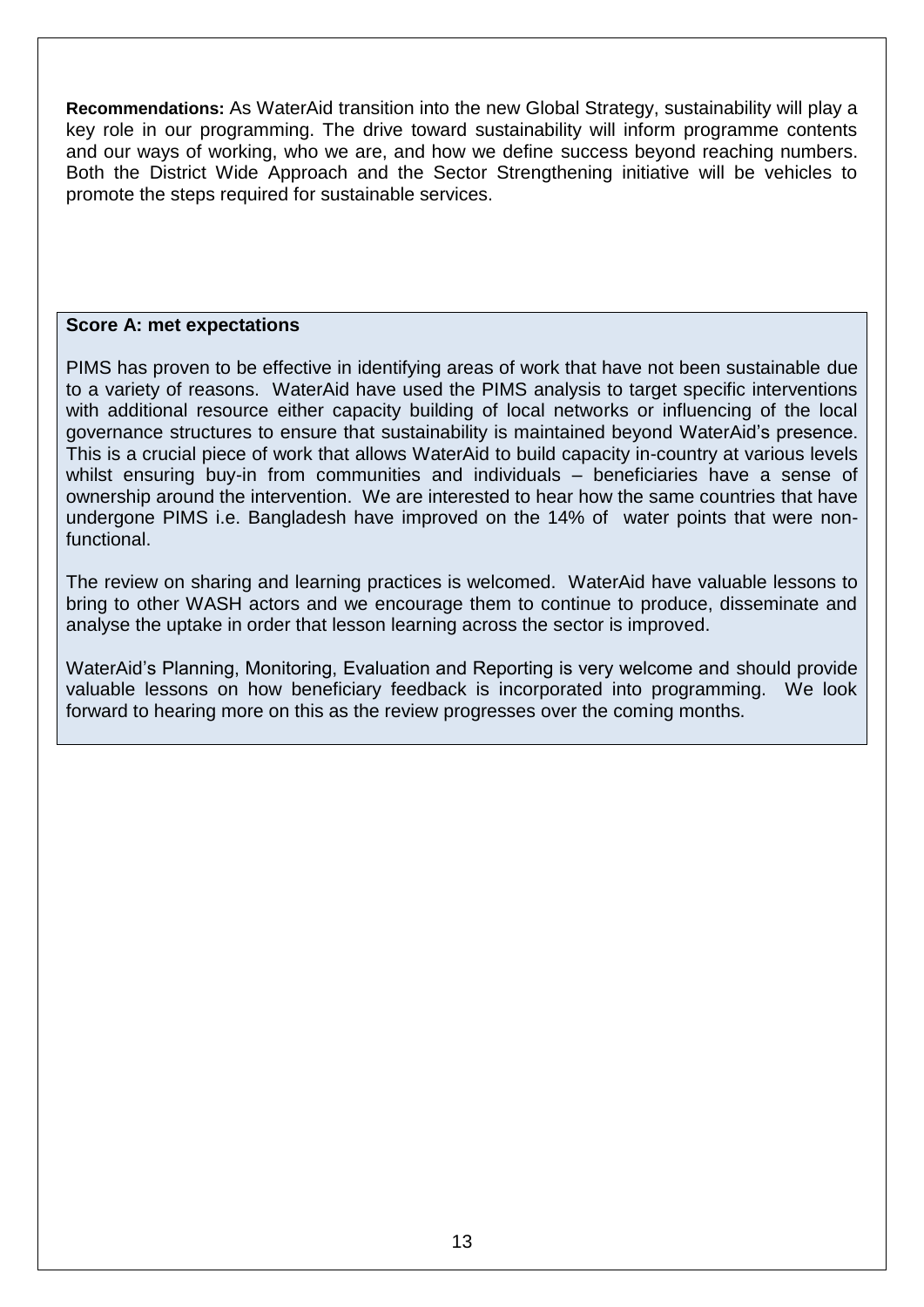**Recommendations:** As WaterAid transition into the new Global Strategy, sustainability will play a key role in our programming. The drive toward sustainability will inform programme contents and our ways of working, who we are, and how we define success beyond reaching numbers. Both the District Wide Approach and the Sector Strengthening initiative will be vehicles to promote the steps required for sustainable services.

**Score A: met expectations**

PIMS has proven to be effective in identifying areas of work that have not been sustainable due to a variety of reasons. WaterAid have used the PIMS analysis to target specific interventions with additional resource either capacity building of local networks or influencing of the local governance structures to ensure that sustainability is maintained beyond WaterAid's presence. This is a crucial piece of work that allows WaterAid to build capacity in-country at various levels whilst ensuring buy-in from communities and individuals – beneficiaries have a sense of ownership around the intervention. We are interested to hear how the same countries that have undergone PIMS i.e. Bangladesh have improved on the 14% of water points that were non-functional.

The review on sharing and learning practices is welcomed. WaterAid have valuable lessons to bring to other WASH actors and we encourage them to continue to produce, disseminate and analyse the uptake in order that lesson learning across the sector is improved.

WaterAid's Planning, Monitoring, Evaluation and Reporting is very welcome and should provide valuable lessons on how beneficiary feedback is incorporated into programming. We look forward to hearing more on this as the review progresses over the coming months.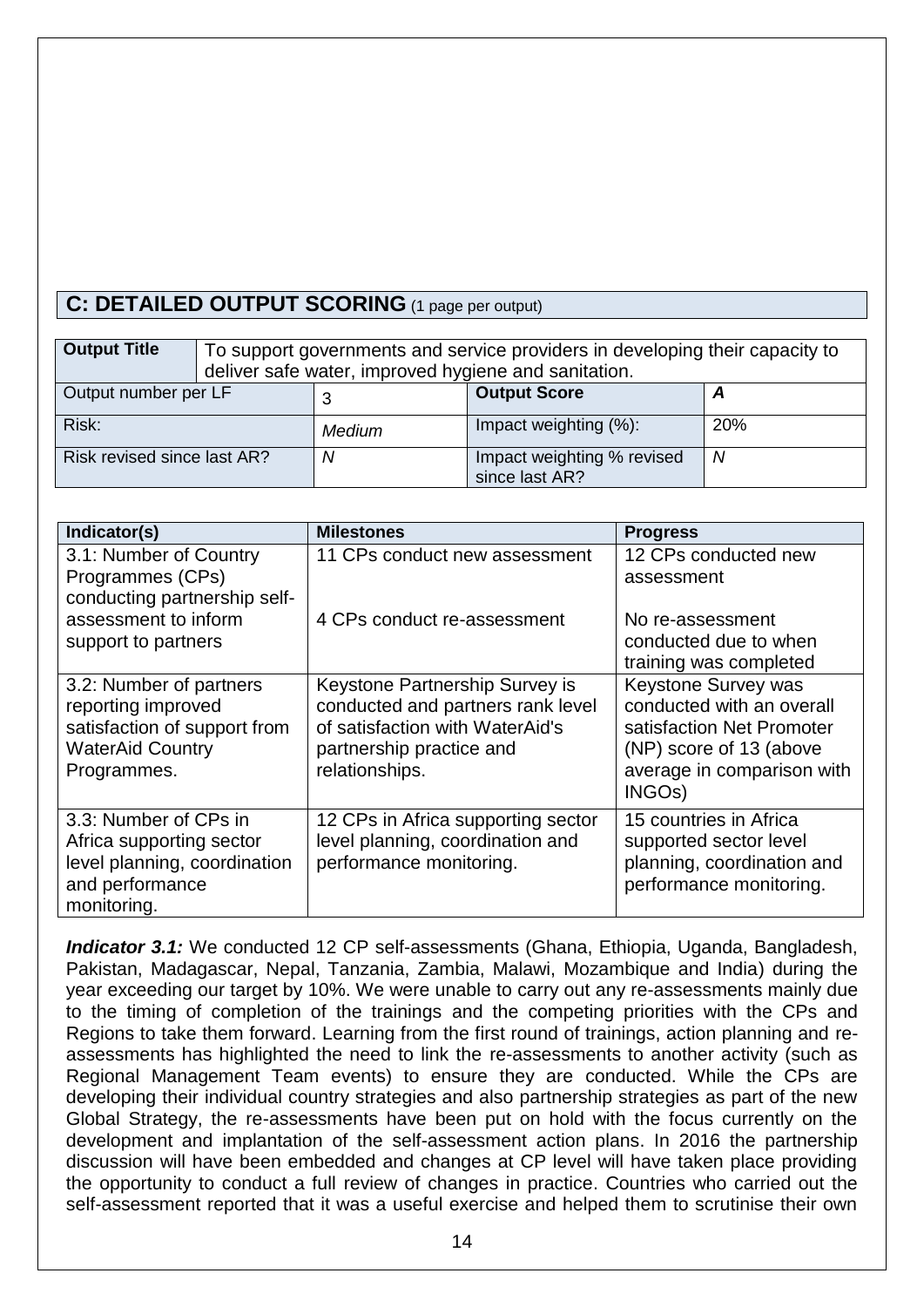## C: DETAILED OUTPUT SCORING (1 page per output)

| Output Title | To support governments and service providers in developing their capacity to deliver safe water, improved hygiene and sanitation. | | |
|---|---|---|---|
| Output number per LF | 3 | **Output Score** | ***A*** |
| Risk: | *Medium* | Impact weighting (%): | 20% |
| Risk revised since last AR? | *N* | Impact weighting % revised since last AR? | *N* |

| Indicator(s) | Milestones | Progress |
|---|---|---|
| 3.1: Number of Country Programmes (CPs) conducting partnership self-assessment to inform support to partners | 11 CPs conduct new assessment<br><br>4 CPs conduct re-assessment | 12 CPs conducted new assessment<br><br>No re-assessment conducted due to when training was completed |
| 3.2: Number of partners reporting improved satisfaction of support from WaterAid Country Programmes. | Keystone Partnership Survey is conducted and partners rank level of satisfaction with WaterAid's partnership practice and relationships. | Keystone Survey was conducted with an overall satisfaction Net Promoter (NP) score of 13 (above average in comparison with INGOs) |
| 3.3: Number of CPs in Africa supporting sector level planning, coordination and performance monitoring. | 12 CPs in Africa supporting sector level planning, coordination and performance monitoring. | 15 countries in Africa supported sector level planning, coordination and performance monitoring. |

***Indicator 3.1:*** We conducted 12 CP self-assessments (Ghana, Ethiopia, Uganda, Bangladesh, Pakistan, Madagascar, Nepal, Tanzania, Zambia, Malawi, Mozambique and India) during the year exceeding our target by 10%. We were unable to carry out any re-assessments mainly due to the timing of completion of the trainings and the competing priorities with the CPs and Regions to take them forward. Learning from the first round of trainings, action planning and re-assessments has highlighted the need to link the re-assessments to another activity (such as Regional Management Team events) to ensure they are conducted. While the CPs are developing their individual country strategies and also partnership strategies as part of the new Global Strategy, the re-assessments have been put on hold with the focus currently on the development and implantation of the self-assessment action plans. In 2016 the partnership discussion will have been embedded and changes at CP level will have taken place providing the opportunity to conduct a full review of changes in practice. Countries who carried out the self-assessment reported that it was a useful exercise and helped them to scrutinise their own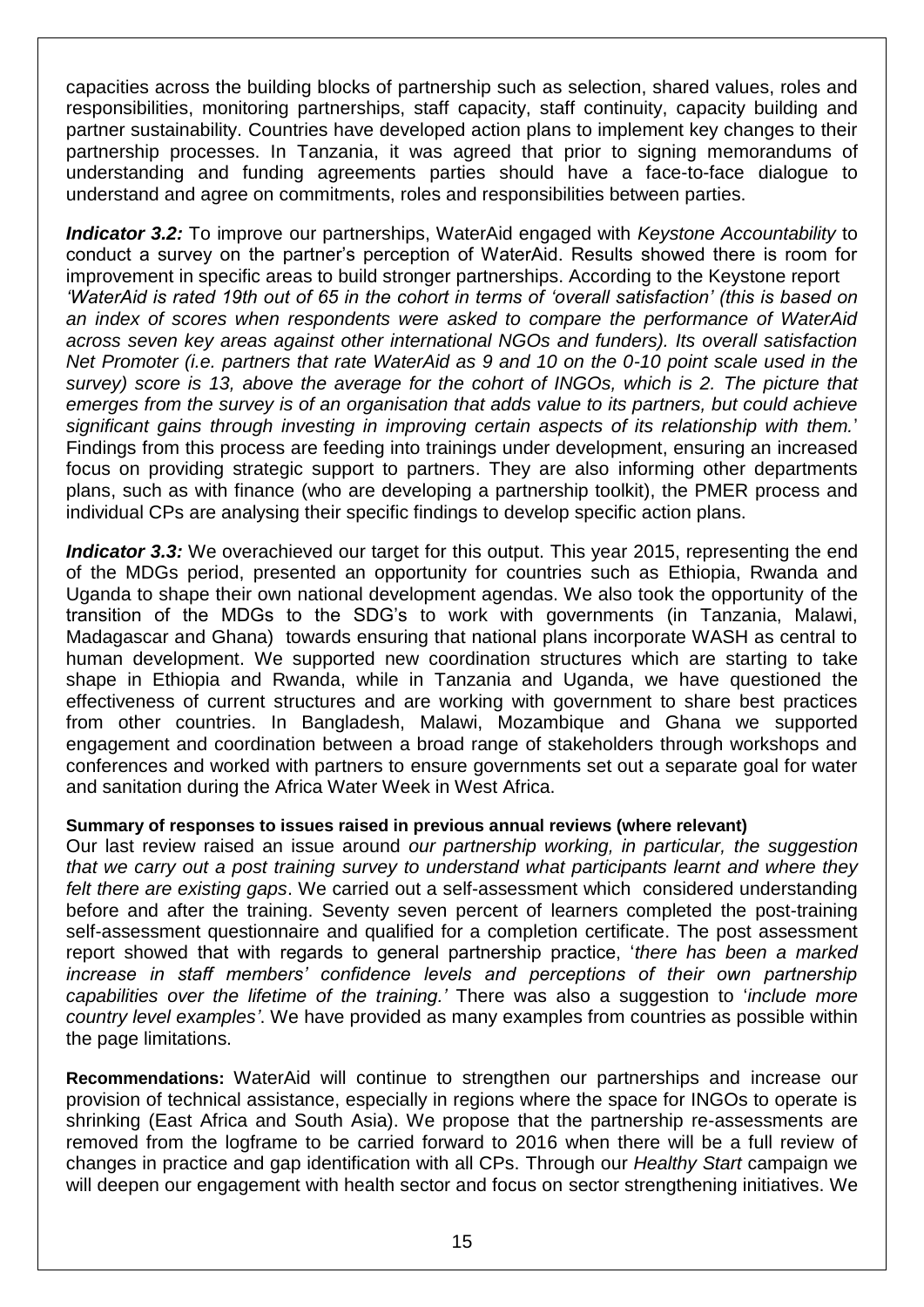capacities across the building blocks of partnership such as selection, shared values, roles and responsibilities, monitoring partnerships, staff capacity, staff continuity, capacity building and partner sustainability. Countries have developed action plans to implement key changes to their partnership processes. In Tanzania, it was agreed that prior to signing memorandums of understanding and funding agreements parties should have a face-to-face dialogue to understand and agree on commitments, roles and responsibilities between parties.

***Indicator 3.2:*** To improve our partnerships, WaterAid engaged with *Keystone Accountability* to conduct a survey on the partner's perception of WaterAid. Results showed there is room for improvement in specific areas to build stronger partnerships. According to the Keystone report *'WaterAid is rated 19th out of 65 in the cohort in terms of 'overall satisfaction' (this is based on an index of scores when respondents were asked to compare the performance of WaterAid across seven key areas against other international NGOs and funders). Its overall satisfaction Net Promoter (i.e. partners that rate WaterAid as 9 and 10 on the 0-10 point scale used in the survey) score is 13, above the average for the cohort of INGOs, which is 2. The picture that emerges from the survey is of an organisation that adds value to its partners, but could achieve significant gains through investing in improving certain aspects of its relationship with them.'* Findings from this process are feeding into trainings under development, ensuring an increased focus on providing strategic support to partners. They are also informing other departments plans, such as with finance (who are developing a partnership toolkit), the PMER process and individual CPs are analysing their specific findings to develop specific action plans.

***Indicator 3.3:*** We overachieved our target for this output. This year 2015, representing the end of the MDGs period, presented an opportunity for countries such as Ethiopia, Rwanda and Uganda to shape their own national development agendas. We also took the opportunity of the transition of the MDGs to the SDG's to work with governments (in Tanzania, Malawi, Madagascar and Ghana) towards ensuring that national plans incorporate WASH as central to human development. We supported new coordination structures which are starting to take shape in Ethiopia and Rwanda, while in Tanzania and Uganda, we have questioned the effectiveness of current structures and are working with government to share best practices from other countries. In Bangladesh, Malawi, Mozambique and Ghana we supported engagement and coordination between a broad range of stakeholders through workshops and conferences and worked with partners to ensure governments set out a separate goal for water and sanitation during the Africa Water Week in West Africa.

**Summary of responses to issues raised in previous annual reviews (where relevant)**

Our last review raised an issue around *our partnership working, in particular, the suggestion that we carry out a post training survey to understand what participants learnt and where they felt there are existing gaps*. We carried out a self-assessment which considered understanding before and after the training. Seventy seven percent of learners completed the post-training self-assessment questionnaire and qualified for a completion certificate. The post assessment report showed that with regards to general partnership practice, '*there has been a marked increase in staff members' confidence levels and perceptions of their own partnership capabilities over the lifetime of the training.'* There was also a suggestion to '*include more country level examples'*. We have provided as many examples from countries as possible within the page limitations.

**Recommendations:** WaterAid will continue to strengthen our partnerships and increase our provision of technical assistance, especially in regions where the space for INGOs to operate is shrinking (East Africa and South Asia). We propose that the partnership re-assessments are removed from the logframe to be carried forward to 2016 when there will be a full review of changes in practice and gap identification with all CPs. Through our *Healthy Start* campaign we will deepen our engagement with health sector and focus on sector strengthening initiatives. We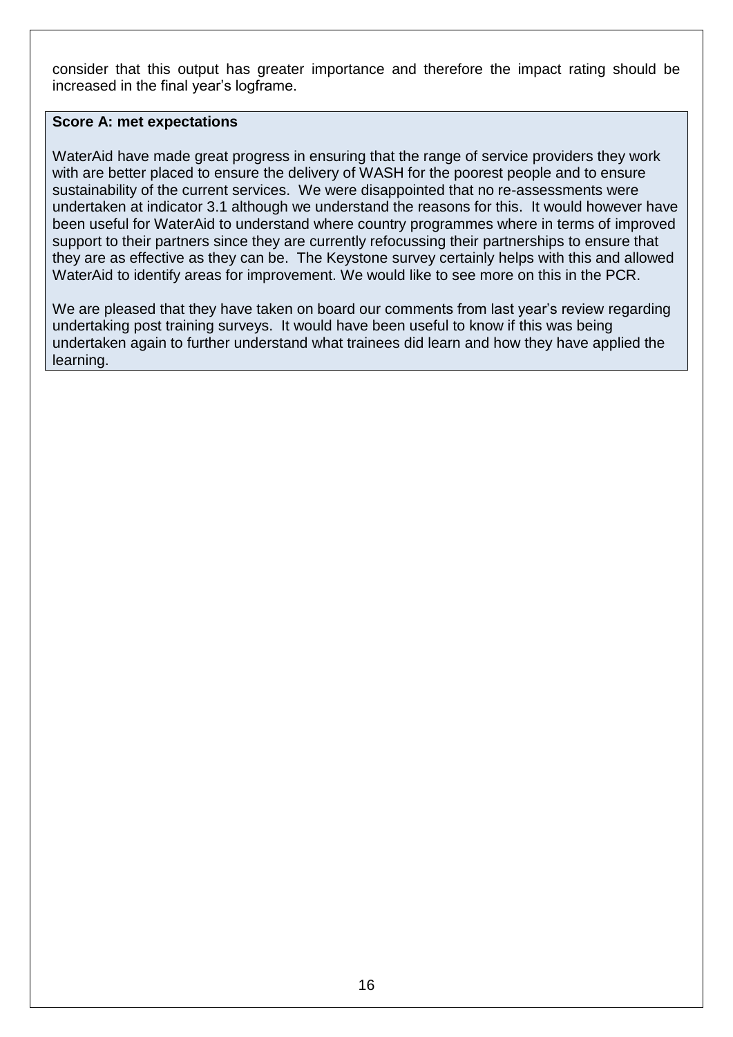consider that this output has greater importance and therefore the impact rating should be increased in the final year's logframe.

**Score A: met expectations**

WaterAid have made great progress in ensuring that the range of service providers they work with are better placed to ensure the delivery of WASH for the poorest people and to ensure sustainability of the current services. We were disappointed that no re-assessments were undertaken at indicator 3.1 although we understand the reasons for this. It would however have been useful for WaterAid to understand where country programmes where in terms of improved support to their partners since they are currently refocussing their partnerships to ensure that they are as effective as they can be. The Keystone survey certainly helps with this and allowed WaterAid to identify areas for improvement. We would like to see more on this in the PCR.

We are pleased that they have taken on board our comments from last year's review regarding undertaking post training surveys. It would have been useful to know if this was being undertaken again to further understand what trainees did learn and how they have applied the learning.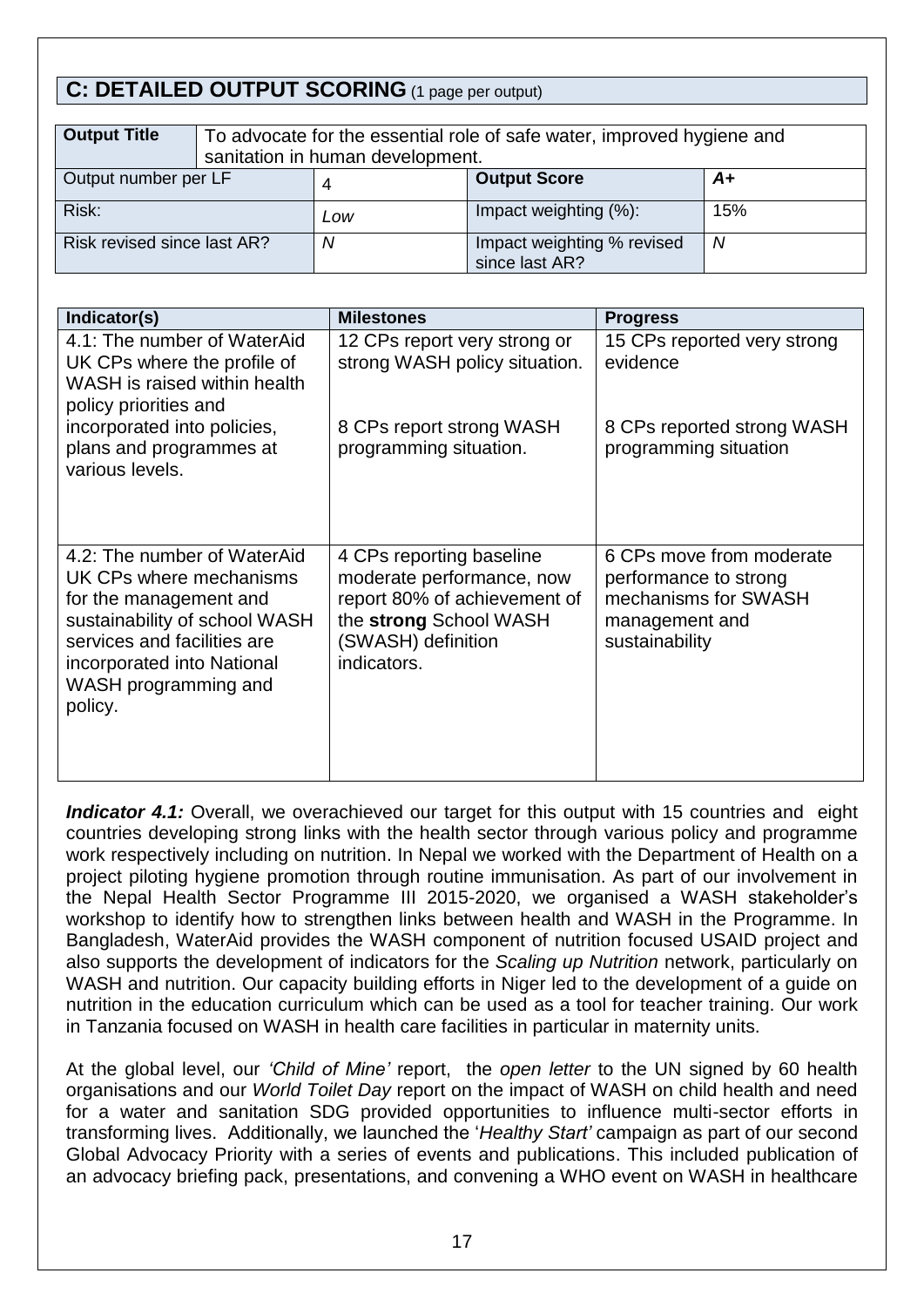## C: DETAILED OUTPUT SCORING (1 page per output)

| **Output Title** | To advocate for the essential role of safe water, improved hygiene and sanitation in human development. | | |
|---|---|---|---|
| Output number per LF | 4 | **Output Score** | *A+* |
| Risk: | *Low* | Impact weighting (%): | 15% |
| Risk revised since last AR? | *N* | Impact weighting % revised since last AR? | *N* |

| **Indicator(s)** | **Milestones** | **Progress** |
|---|---|---|
| 4.1: The number of WaterAid UK CPs where the profile of WASH is raised within health policy priorities and incorporated into policies, plans and programmes at various levels. | 12 CPs report very strong or strong WASH policy situation.<br><br>8 CPs report strong WASH programming situation. | 15 CPs reported very strong evidence<br><br>8 CPs reported strong WASH programming situation |
| 4.2: The number of WaterAid UK CPs where mechanisms for the management and sustainability of school WASH services and facilities are incorporated into National WASH programming and policy. | 4 CPs reporting baseline moderate performance, now report 80% of achievement of the **strong** School WASH (SWASH) definition indicators. | 6 CPs move from moderate performance to strong mechanisms for SWASH management and sustainability |

***Indicator 4.1:*** Overall, we overachieved our target for this output with 15 countries and eight countries developing strong links with the health sector through various policy and programme work respectively including on nutrition. In Nepal we worked with the Department of Health on a project piloting hygiene promotion through routine immunisation. As part of our involvement in the Nepal Health Sector Programme III 2015-2020, we organised a WASH stakeholder's workshop to identify how to strengthen links between health and WASH in the Programme. In Bangladesh, WaterAid provides the WASH component of nutrition focused USAID project and also supports the development of indicators for the *Scaling up Nutrition* network, particularly on WASH and nutrition. Our capacity building efforts in Niger led to the development of a guide on nutrition in the education curriculum which can be used as a tool for teacher training. Our work in Tanzania focused on WASH in health care facilities in particular in maternity units.

At the global level, our *'Child of Mine'* report, the *open letter* to the UN signed by 60 health organisations and our *World Toilet Day* report on the impact of WASH on child health and need for a water and sanitation SDG provided opportunities to influence multi-sector efforts in transforming lives. Additionally, we launched the '*Healthy Start'* campaign as part of our second Global Advocacy Priority with a series of events and publications. This included publication of an advocacy briefing pack, presentations, and convening a WHO event on WASH in healthcare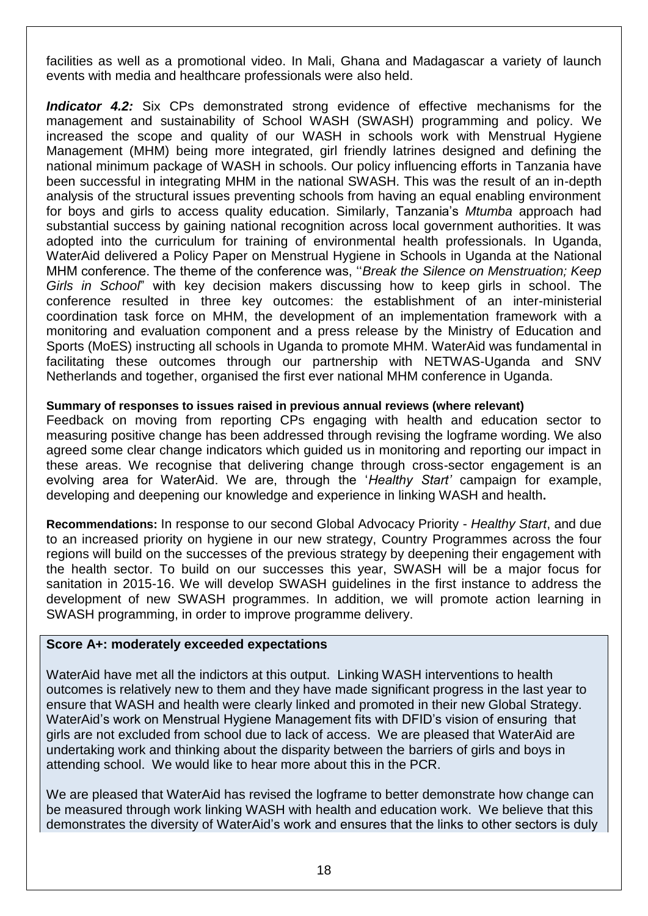facilities as well as a promotional video. In Mali, Ghana and Madagascar a variety of launch events with media and healthcare professionals were also held.

***Indicator 4.2:*** Six CPs demonstrated strong evidence of effective mechanisms for the management and sustainability of School WASH (SWASH) programming and policy. We increased the scope and quality of our WASH in schools work with Menstrual Hygiene Management (MHM) being more integrated, girl friendly latrines designed and defining the national minimum package of WASH in schools. Our policy influencing efforts in Tanzania have been successful in integrating MHM in the national SWASH. This was the result of an in-depth analysis of the structural issues preventing schools from having an equal enabling environment for boys and girls to access quality education. Similarly, Tanzania's *Mtumba* approach had substantial success by gaining national recognition across local government authorities. It was adopted into the curriculum for training of environmental health professionals. In Uganda, WaterAid delivered a Policy Paper on Menstrual Hygiene in Schools in Uganda at the National MHM conference. The theme of the conference was, ''*Break the Silence on Menstruation; Keep Girls in School*" with key decision makers discussing how to keep girls in school. The conference resulted in three key outcomes: the establishment of an inter-ministerial coordination task force on MHM, the development of an implementation framework with a monitoring and evaluation component and a press release by the Ministry of Education and Sports (MoES) instructing all schools in Uganda to promote MHM. WaterAid was fundamental in facilitating these outcomes through our partnership with NETWAS-Uganda and SNV Netherlands and together, organised the first ever national MHM conference in Uganda.

**Summary of responses to issues raised in previous annual reviews (where relevant)**

Feedback on moving from reporting CPs engaging with health and education sector to measuring positive change has been addressed through revising the logframe wording. We also agreed some clear change indicators which guided us in monitoring and reporting our impact in these areas. We recognise that delivering change through cross-sector engagement is an evolving area for WaterAid. We are, through the '*Healthy Start'* campaign for example, developing and deepening our knowledge and experience in linking WASH and health**.**

**Recommendations:** In response to our second Global Advocacy Priority - *Healthy Start*, and due to an increased priority on hygiene in our new strategy, Country Programmes across the four regions will build on the successes of the previous strategy by deepening their engagement with the health sector. To build on our successes this year, SWASH will be a major focus for sanitation in 2015-16. We will develop SWASH guidelines in the first instance to address the development of new SWASH programmes. In addition, we will promote action learning in SWASH programming, in order to improve programme delivery.

**Score A+: moderately exceeded expectations**

WaterAid have met all the indictors at this output. Linking WASH interventions to health outcomes is relatively new to them and they have made significant progress in the last year to ensure that WASH and health were clearly linked and promoted in their new Global Strategy. WaterAid's work on Menstrual Hygiene Management fits with DFID's vision of ensuring that girls are not excluded from school due to lack of access. We are pleased that WaterAid are undertaking work and thinking about the disparity between the barriers of girls and boys in attending school. We would like to hear more about this in the PCR.

We are pleased that WaterAid has revised the logframe to better demonstrate how change can be measured through work linking WASH with health and education work. We believe that this demonstrates the diversity of WaterAid's work and ensures that the links to other sectors is duly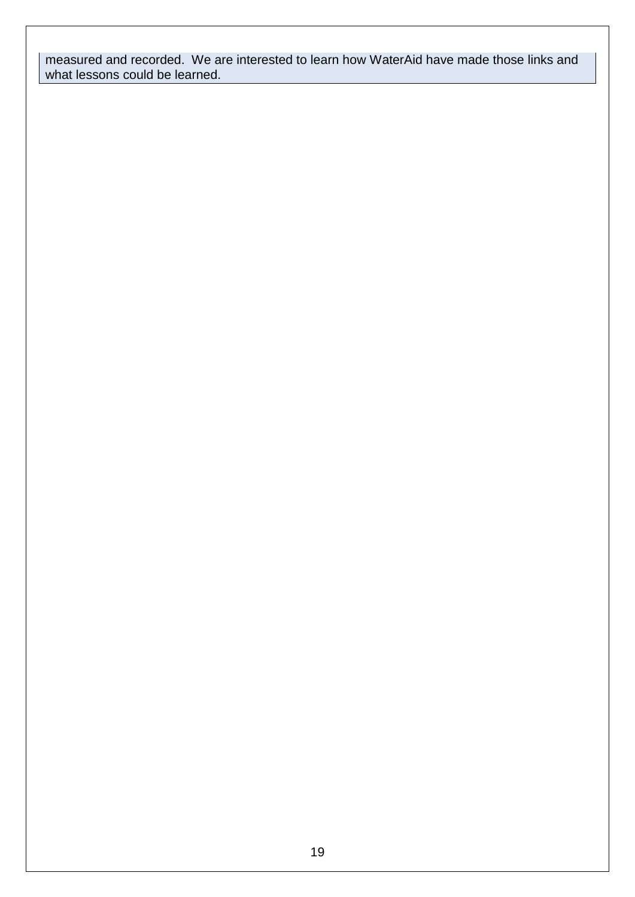measured and recorded. We are interested to learn how WaterAid have made those links and what lessons could be learned.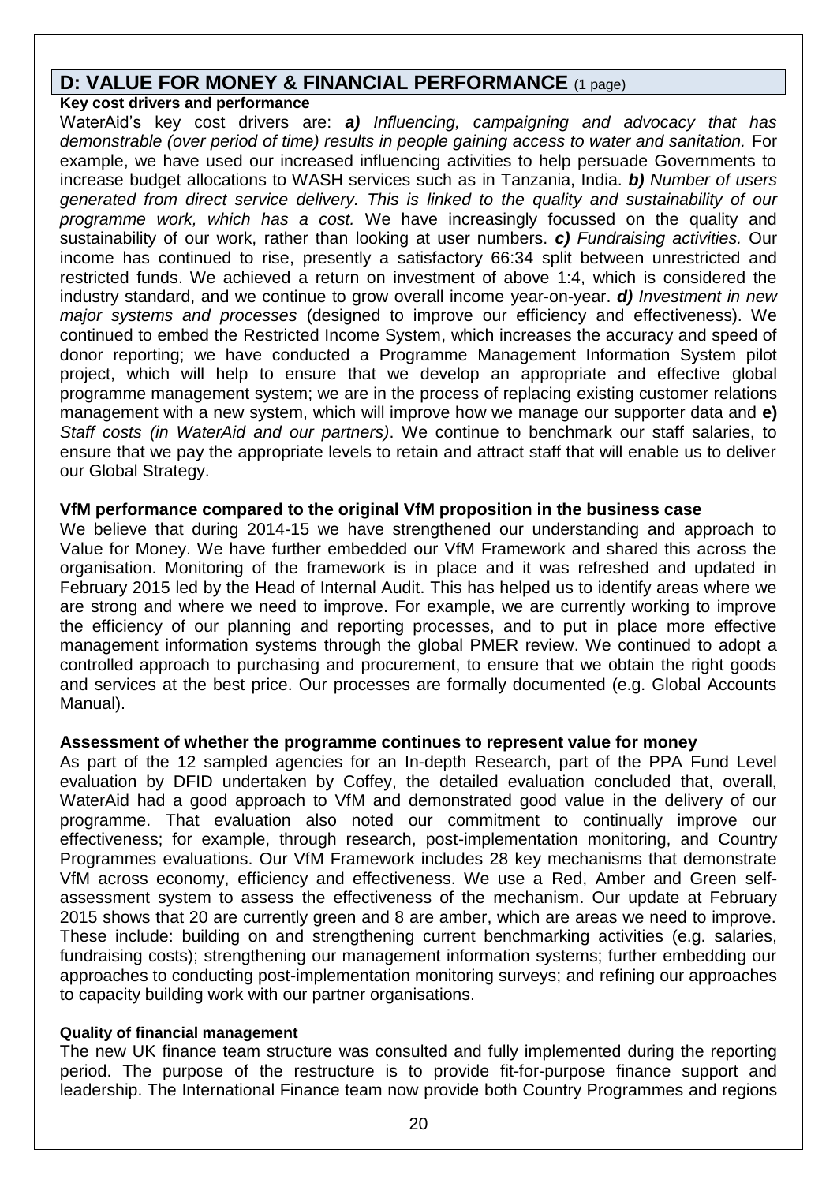## D: VALUE FOR MONEY & FINANCIAL PERFORMANCE (1 page)

**Key cost drivers and performance**

WaterAid's key cost drivers are: ***a)*** *Influencing, campaigning and advocacy that has demonstrable (over period of time) results in people gaining access to water and sanitation.* For example, we have used our increased influencing activities to help persuade Governments to increase budget allocations to WASH services such as in Tanzania, India. ***b)*** *Number of users generated from direct service delivery. This is linked to the quality and sustainability of our programme work, which has a cost.* We have increasingly focussed on the quality and sustainability of our work, rather than looking at user numbers. ***c)*** *Fundraising activities.* Our income has continued to rise, presently a satisfactory 66:34 split between unrestricted and restricted funds. We achieved a return on investment of above 1:4, which is considered the industry standard, and we continue to grow overall income year-on-year. ***d)*** *Investment in new major systems and processes* (designed to improve our efficiency and effectiveness). We continued to embed the Restricted Income System, which increases the accuracy and speed of donor reporting; we have conducted a Programme Management Information System pilot project, which will help to ensure that we develop an appropriate and effective global programme management system; we are in the process of replacing existing customer relations management with a new system, which will improve how we manage our supporter data and **e)** *Staff costs (in WaterAid and our partners)*. We continue to benchmark our staff salaries, to ensure that we pay the appropriate levels to retain and attract staff that will enable us to deliver our Global Strategy.

**VfM performance compared to the original VfM proposition in the business case**

We believe that during 2014-15 we have strengthened our understanding and approach to Value for Money. We have further embedded our VfM Framework and shared this across the organisation. Monitoring of the framework is in place and it was refreshed and updated in February 2015 led by the Head of Internal Audit. This has helped us to identify areas where we are strong and where we need to improve. For example, we are currently working to improve the efficiency of our planning and reporting processes, and to put in place more effective management information systems through the global PMER review. We continued to adopt a controlled approach to purchasing and procurement, to ensure that we obtain the right goods and services at the best price. Our processes are formally documented (e.g. Global Accounts Manual).

**Assessment of whether the programme continues to represent value for money**

As part of the 12 sampled agencies for an In-depth Research, part of the PPA Fund Level evaluation by DFID undertaken by Coffey, the detailed evaluation concluded that, overall, WaterAid had a good approach to VfM and demonstrated good value in the delivery of our programme. That evaluation also noted our commitment to continually improve our effectiveness; for example, through research, post-implementation monitoring, and Country Programmes evaluations. Our VfM Framework includes 28 key mechanisms that demonstrate VfM across economy, efficiency and effectiveness. We use a Red, Amber and Green self-assessment system to assess the effectiveness of the mechanism. Our update at February 2015 shows that 20 are currently green and 8 are amber, which are areas we need to improve. These include: building on and strengthening current benchmarking activities (e.g. salaries, fundraising costs); strengthening our management information systems; further embedding our approaches to conducting post-implementation monitoring surveys; and refining our approaches to capacity building work with our partner organisations.

**Quality of financial management**

The new UK finance team structure was consulted and fully implemented during the reporting period. The purpose of the restructure is to provide fit-for-purpose finance support and leadership. The International Finance team now provide both Country Programmes and regions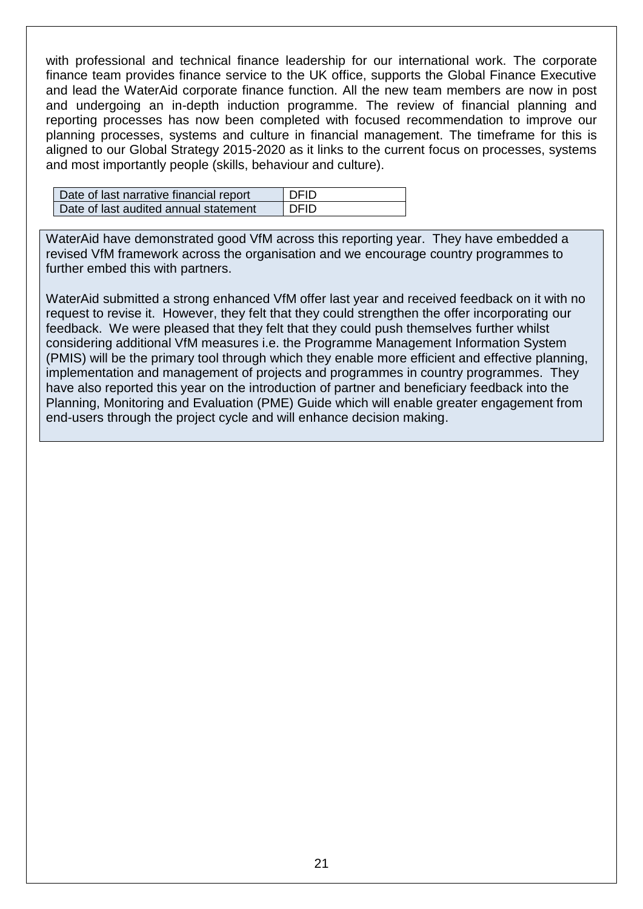with professional and technical finance leadership for our international work. The corporate finance team provides finance service to the UK office, supports the Global Finance Executive and lead the WaterAid corporate finance function. All the new team members are now in post and undergoing an in-depth induction programme. The review of financial planning and reporting processes has now been completed with focused recommendation to improve our planning processes, systems and culture in financial management. The timeframe for this is aligned to our Global Strategy 2015-2020 as it links to the current focus on processes, systems and most importantly people (skills, behaviour and culture).

| Date of last narrative financial report | DFID |
|---|---|
| Date of last audited annual statement | DFID |

WaterAid have demonstrated good VfM across this reporting year. They have embedded a revised VfM framework across the organisation and we encourage country programmes to further embed this with partners.

WaterAid submitted a strong enhanced VfM offer last year and received feedback on it with no request to revise it. However, they felt that they could strengthen the offer incorporating our feedback. We were pleased that they felt that they could push themselves further whilst considering additional VfM measures i.e. the Programme Management Information System (PMIS) will be the primary tool through which they enable more efficient and effective planning, implementation and management of projects and programmes in country programmes. They have also reported this year on the introduction of partner and beneficiary feedback into the Planning, Monitoring and Evaluation (PME) Guide which will enable greater engagement from end-users through the project cycle and will enhance decision making.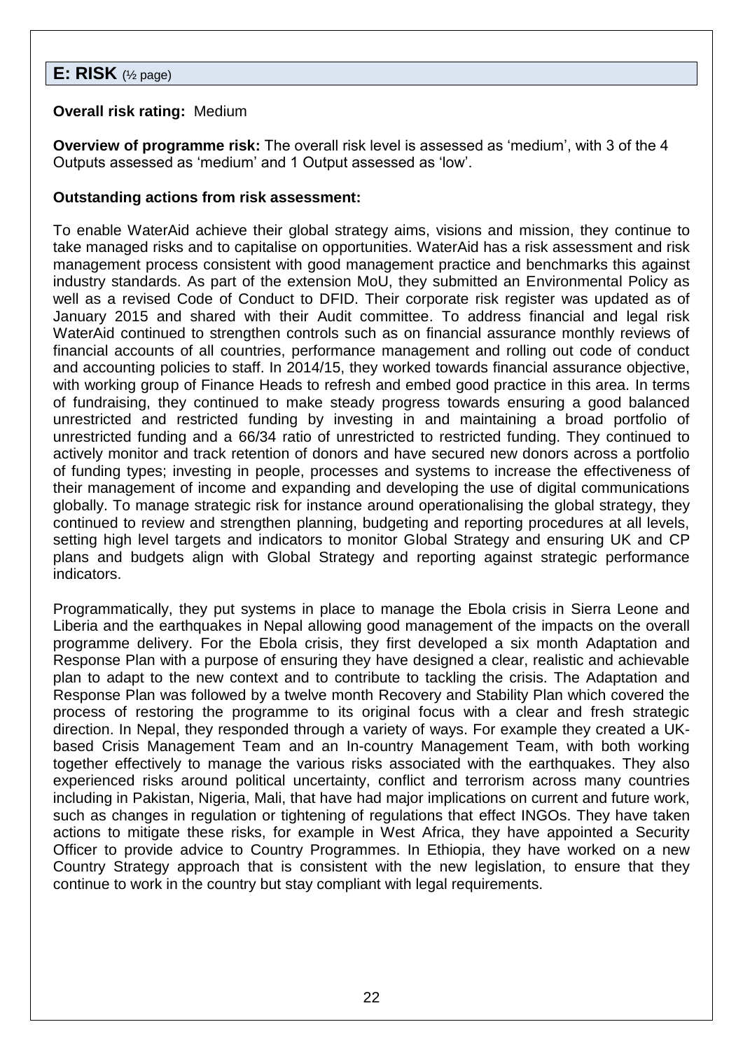## E: RISK (½ page)

**Overall risk rating:** Medium

**Overview of programme risk:** The overall risk level is assessed as 'medium', with 3 of the 4 Outputs assessed as 'medium' and 1 Output assessed as 'low'.

**Outstanding actions from risk assessment:**

To enable WaterAid achieve their global strategy aims, visions and mission, they continue to take managed risks and to capitalise on opportunities. WaterAid has a risk assessment and risk management process consistent with good management practice and benchmarks this against industry standards. As part of the extension MoU, they submitted an Environmental Policy as well as a revised Code of Conduct to DFID. Their corporate risk register was updated as of January 2015 and shared with their Audit committee. To address financial and legal risk WaterAid continued to strengthen controls such as on financial assurance monthly reviews of financial accounts of all countries, performance management and rolling out code of conduct and accounting policies to staff. In 2014/15, they worked towards financial assurance objective, with working group of Finance Heads to refresh and embed good practice in this area. In terms of fundraising, they continued to make steady progress towards ensuring a good balanced unrestricted and restricted funding by investing in and maintaining a broad portfolio of unrestricted funding and a 66/34 ratio of unrestricted to restricted funding. They continued to actively monitor and track retention of donors and have secured new donors across a portfolio of funding types; investing in people, processes and systems to increase the effectiveness of their management of income and expanding and developing the use of digital communications globally. To manage strategic risk for instance around operationalising the global strategy, they continued to review and strengthen planning, budgeting and reporting procedures at all levels, setting high level targets and indicators to monitor Global Strategy and ensuring UK and CP plans and budgets align with Global Strategy and reporting against strategic performance indicators.

Programmatically, they put systems in place to manage the Ebola crisis in Sierra Leone and Liberia and the earthquakes in Nepal allowing good management of the impacts on the overall programme delivery. For the Ebola crisis, they first developed a six month Adaptation and Response Plan with a purpose of ensuring they have designed a clear, realistic and achievable plan to adapt to the new context and to contribute to tackling the crisis. The Adaptation and Response Plan was followed by a twelve month Recovery and Stability Plan which covered the process of restoring the programme to its original focus with a clear and fresh strategic direction. In Nepal, they responded through a variety of ways. For example they created a UK-based Crisis Management Team and an In-country Management Team, with both working together effectively to manage the various risks associated with the earthquakes. They also experienced risks around political uncertainty, conflict and terrorism across many countries including in Pakistan, Nigeria, Mali, that have had major implications on current and future work, such as changes in regulation or tightening of regulations that effect INGOs. They have taken actions to mitigate these risks, for example in West Africa, they have appointed a Security Officer to provide advice to Country Programmes. In Ethiopia, they have worked on a new Country Strategy approach that is consistent with the new legislation, to ensure that they continue to work in the country but stay compliant with legal requirements.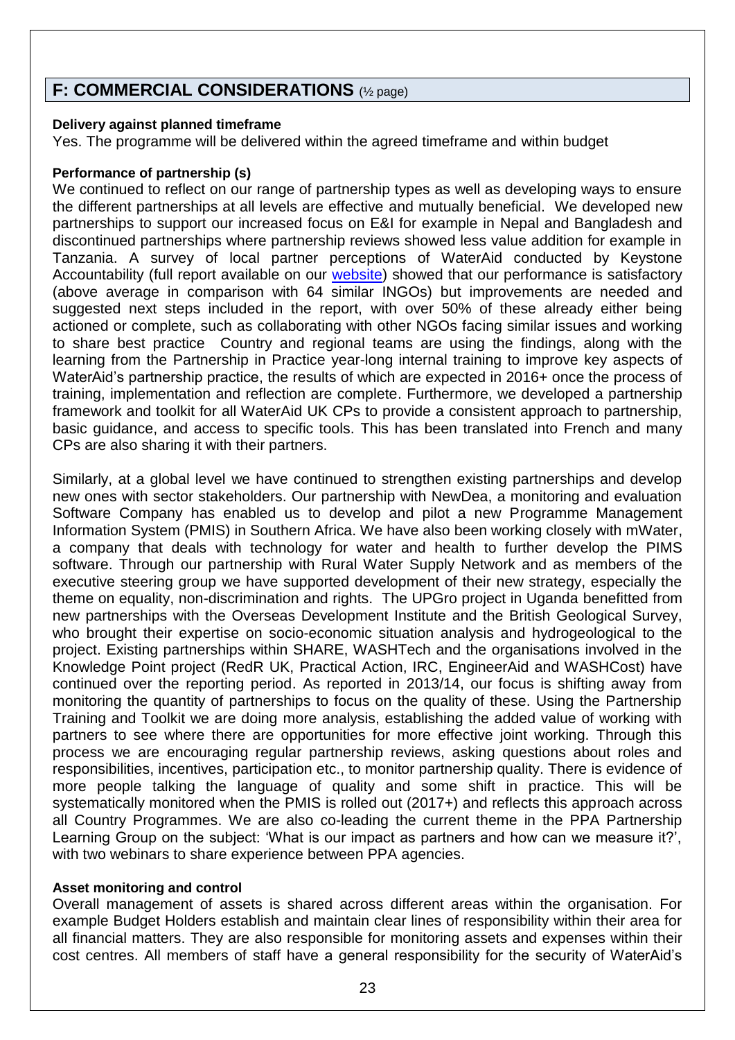## F: COMMERCIAL CONSIDERATIONS (½ page)

**Delivery against planned timeframe**

Yes. The programme will be delivered within the agreed timeframe and within budget

**Performance of partnership (s)**

We continued to reflect on our range of partnership types as well as developing ways to ensure the different partnerships at all levels are effective and mutually beneficial. We developed new partnerships to support our increased focus on E&I for example in Nepal and Bangladesh and discontinued partnerships where partnership reviews showed less value addition for example in Tanzania. A survey of local partner perceptions of WaterAid conducted by Keystone Accountability (full report available on our website) showed that our performance is satisfactory (above average in comparison with 64 similar INGOs) but improvements are needed and suggested next steps included in the report, with over 50% of these already either being actioned or complete, such as collaborating with other NGOs facing similar issues and working to share best practice Country and regional teams are using the findings, along with the learning from the Partnership in Practice year-long internal training to improve key aspects of WaterAid's partnership practice, the results of which are expected in 2016+ once the process of training, implementation and reflection are complete. Furthermore, we developed a partnership framework and toolkit for all WaterAid UK CPs to provide a consistent approach to partnership, basic guidance, and access to specific tools. This has been translated into French and many CPs are also sharing it with their partners.

Similarly, at a global level we have continued to strengthen existing partnerships and develop new ones with sector stakeholders. Our partnership with NewDea, a monitoring and evaluation Software Company has enabled us to develop and pilot a new Programme Management Information System (PMIS) in Southern Africa. We have also been working closely with mWater, a company that deals with technology for water and health to further develop the PIMS software. Through our partnership with Rural Water Supply Network and as members of the executive steering group we have supported development of their new strategy, especially the theme on equality, non-discrimination and rights. The UPGro project in Uganda benefitted from new partnerships with the Overseas Development Institute and the British Geological Survey, who brought their expertise on socio-economic situation analysis and hydrogeological to the project. Existing partnerships within SHARE, WASHTech and the organisations involved in the Knowledge Point project (RedR UK, Practical Action, IRC, EngineerAid and WASHCost) have continued over the reporting period. As reported in 2013/14, our focus is shifting away from monitoring the quantity of partnerships to focus on the quality of these. Using the Partnership Training and Toolkit we are doing more analysis, establishing the added value of working with partners to see where there are opportunities for more effective joint working. Through this process we are encouraging regular partnership reviews, asking questions about roles and responsibilities, incentives, participation etc., to monitor partnership quality. There is evidence of more people talking the language of quality and some shift in practice. This will be systematically monitored when the PMIS is rolled out (2017+) and reflects this approach across all Country Programmes. We are also co-leading the current theme in the PPA Partnership Learning Group on the subject: 'What is our impact as partners and how can we measure it?', with two webinars to share experience between PPA agencies.

**Asset monitoring and control**

Overall management of assets is shared across different areas within the organisation. For example Budget Holders establish and maintain clear lines of responsibility within their area for all financial matters. They are also responsible for monitoring assets and expenses within their cost centres. All members of staff have a general responsibility for the security of WaterAid's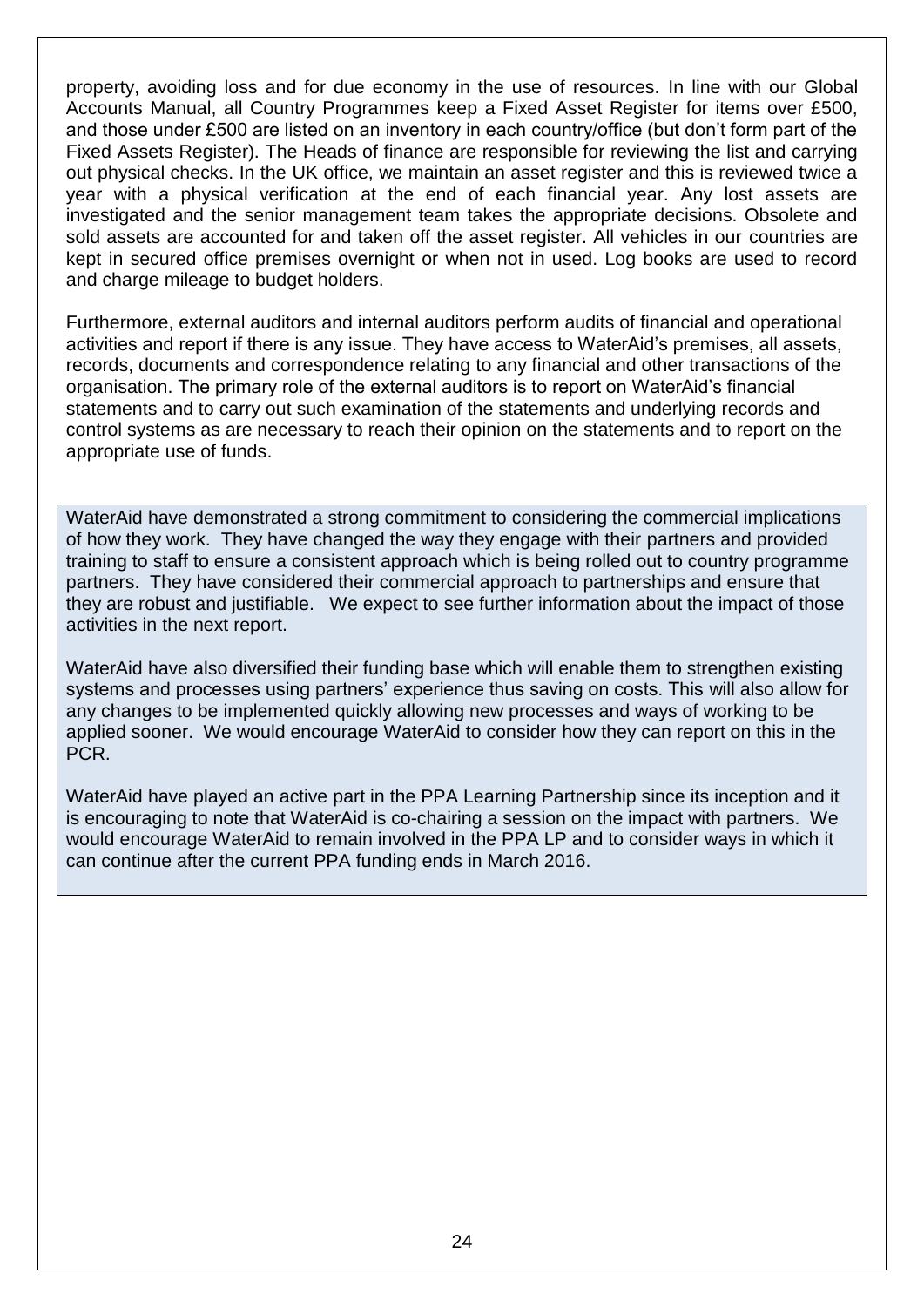property, avoiding loss and for due economy in the use of resources. In line with our Global Accounts Manual, all Country Programmes keep a Fixed Asset Register for items over £500, and those under £500 are listed on an inventory in each country/office (but don't form part of the Fixed Assets Register). The Heads of finance are responsible for reviewing the list and carrying out physical checks. In the UK office, we maintain an asset register and this is reviewed twice a year with a physical verification at the end of each financial year. Any lost assets are investigated and the senior management team takes the appropriate decisions. Obsolete and sold assets are accounted for and taken off the asset register. All vehicles in our countries are kept in secured office premises overnight or when not in used. Log books are used to record and charge mileage to budget holders.

Furthermore, external auditors and internal auditors perform audits of financial and operational activities and report if there is any issue. They have access to WaterAid's premises, all assets, records, documents and correspondence relating to any financial and other transactions of the organisation. The primary role of the external auditors is to report on WaterAid's financial statements and to carry out such examination of the statements and underlying records and control systems as are necessary to reach their opinion on the statements and to report on the appropriate use of funds.

WaterAid have demonstrated a strong commitment to considering the commercial implications of how they work. They have changed the way they engage with their partners and provided training to staff to ensure a consistent approach which is being rolled out to country programme partners. They have considered their commercial approach to partnerships and ensure that they are robust and justifiable. We expect to see further information about the impact of those activities in the next report.

WaterAid have also diversified their funding base which will enable them to strengthen existing systems and processes using partners' experience thus saving on costs. This will also allow for any changes to be implemented quickly allowing new processes and ways of working to be applied sooner. We would encourage WaterAid to consider how they can report on this in the PCR.

WaterAid have played an active part in the PPA Learning Partnership since its inception and it is encouraging to note that WaterAid is co-chairing a session on the impact with partners. We would encourage WaterAid to remain involved in the PPA LP and to consider ways in which it can continue after the current PPA funding ends in March 2016.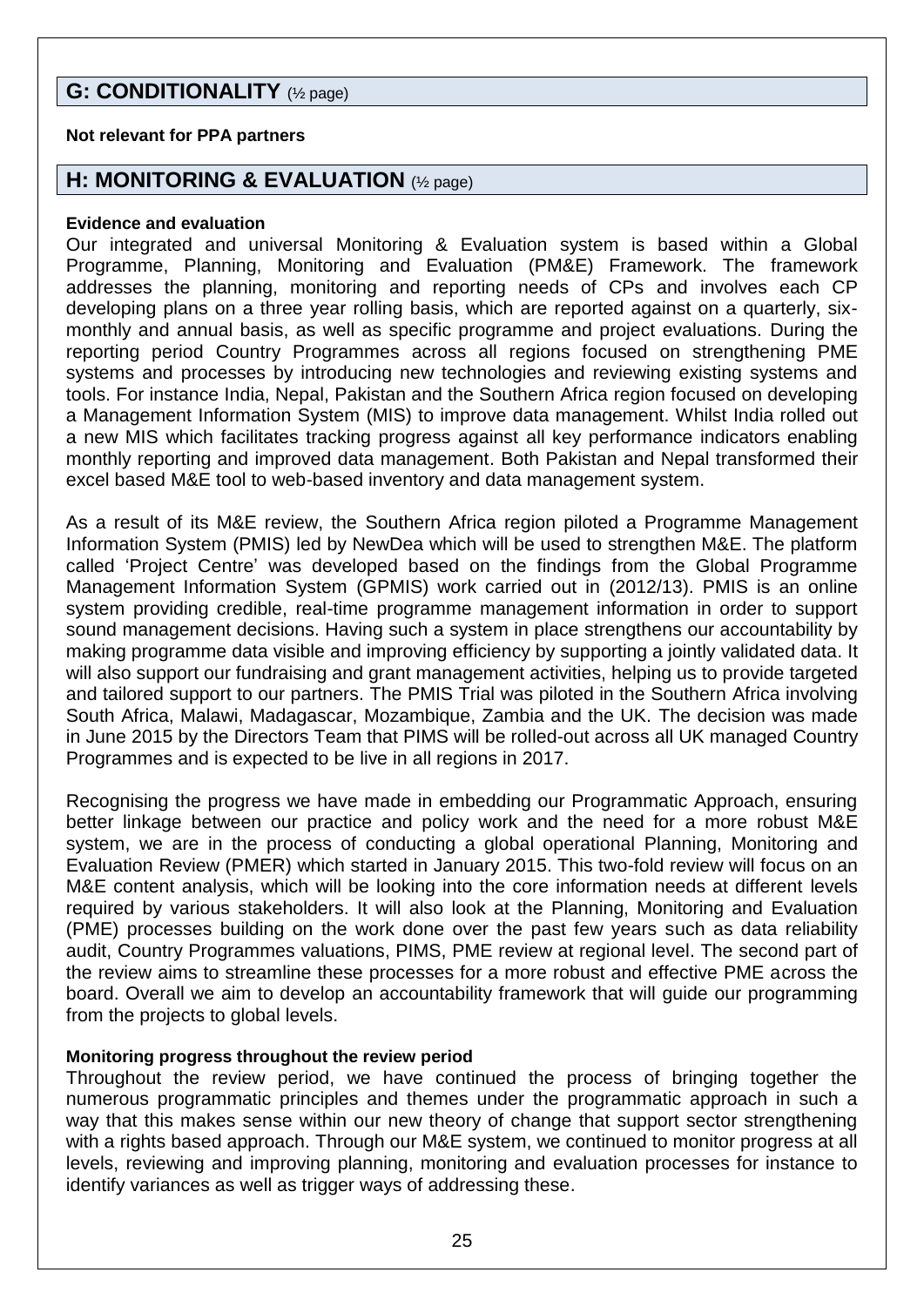## G: CONDITIONALITY (½ page)

**Not relevant for PPA partners**

## H: MONITORING & EVALUATION (½ page)

**Evidence and evaluation**

Our integrated and universal Monitoring & Evaluation system is based within a Global Programme, Planning, Monitoring and Evaluation (PM&E) Framework. The framework addresses the planning, monitoring and reporting needs of CPs and involves each CP developing plans on a three year rolling basis, which are reported against on a quarterly, six-monthly and annual basis, as well as specific programme and project evaluations. During the reporting period Country Programmes across all regions focused on strengthening PME systems and processes by introducing new technologies and reviewing existing systems and tools. For instance India, Nepal, Pakistan and the Southern Africa region focused on developing a Management Information System (MIS) to improve data management. Whilst India rolled out a new MIS which facilitates tracking progress against all key performance indicators enabling monthly reporting and improved data management. Both Pakistan and Nepal transformed their excel based M&E tool to web-based inventory and data management system.

As a result of its M&E review, the Southern Africa region piloted a Programme Management Information System (PMIS) led by NewDea which will be used to strengthen M&E. The platform called 'Project Centre' was developed based on the findings from the Global Programme Management Information System (GPMIS) work carried out in (2012/13). PMIS is an online system providing credible, real-time programme management information in order to support sound management decisions. Having such a system in place strengthens our accountability by making programme data visible and improving efficiency by supporting a jointly validated data. It will also support our fundraising and grant management activities, helping us to provide targeted and tailored support to our partners. The PMIS Trial was piloted in the Southern Africa involving South Africa, Malawi, Madagascar, Mozambique, Zambia and the UK. The decision was made in June 2015 by the Directors Team that PIMS will be rolled-out across all UK managed Country Programmes and is expected to be live in all regions in 2017.

Recognising the progress we have made in embedding our Programmatic Approach, ensuring better linkage between our practice and policy work and the need for a more robust M&E system, we are in the process of conducting a global operational Planning, Monitoring and Evaluation Review (PMER) which started in January 2015. This two-fold review will focus on an M&E content analysis, which will be looking into the core information needs at different levels required by various stakeholders. It will also look at the Planning, Monitoring and Evaluation (PME) processes building on the work done over the past few years such as data reliability audit, Country Programmes valuations, PIMS, PME review at regional level. The second part of the review aims to streamline these processes for a more robust and effective PME across the board. Overall we aim to develop an accountability framework that will guide our programming from the projects to global levels.

**Monitoring progress throughout the review period**

Throughout the review period, we have continued the process of bringing together the numerous programmatic principles and themes under the programmatic approach in such a way that this makes sense within our new theory of change that support sector strengthening with a rights based approach. Through our M&E system, we continued to monitor progress at all levels, reviewing and improving planning, monitoring and evaluation processes for instance to identify variances as well as trigger ways of addressing these.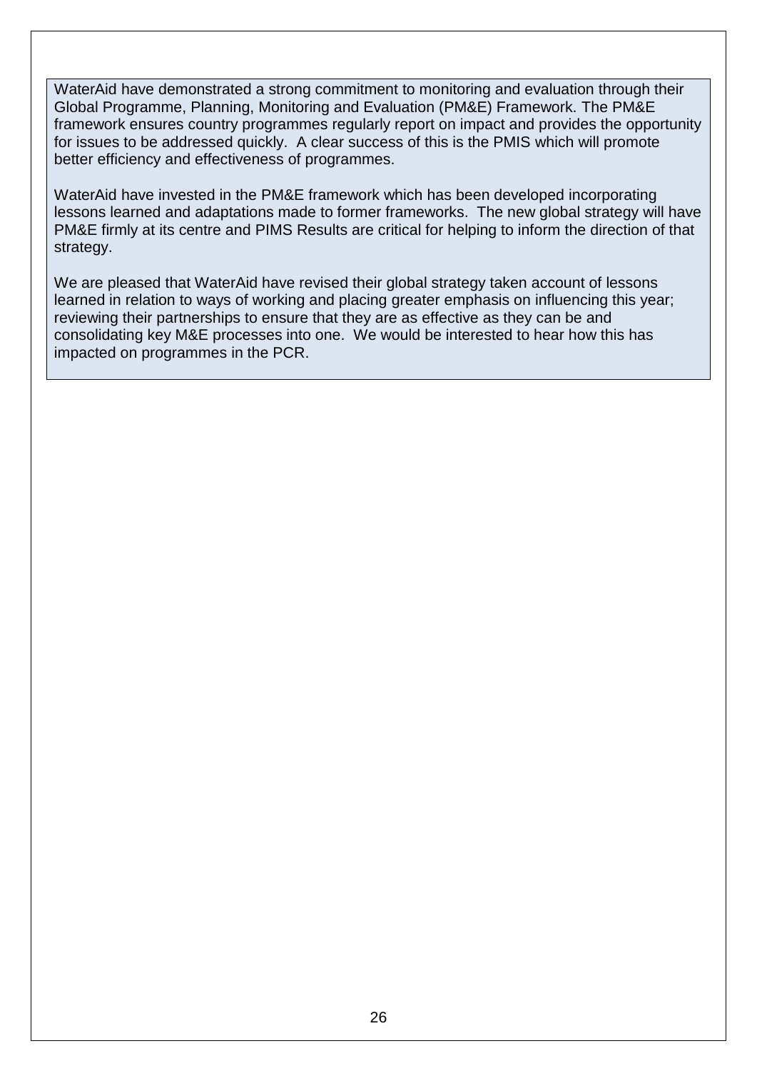WaterAid have demonstrated a strong commitment to monitoring and evaluation through their Global Programme, Planning, Monitoring and Evaluation (PM&E) Framework. The PM&E framework ensures country programmes regularly report on impact and provides the opportunity for issues to be addressed quickly. A clear success of this is the PMIS which will promote better efficiency and effectiveness of programmes.

WaterAid have invested in the PM&E framework which has been developed incorporating lessons learned and adaptations made to former frameworks. The new global strategy will have PM&E firmly at its centre and PIMS Results are critical for helping to inform the direction of that strategy.

We are pleased that WaterAid have revised their global strategy taken account of lessons learned in relation to ways of working and placing greater emphasis on influencing this year; reviewing their partnerships to ensure that they are as effective as they can be and consolidating key M&E processes into one. We would be interested to hear how this has impacted on programmes in the PCR.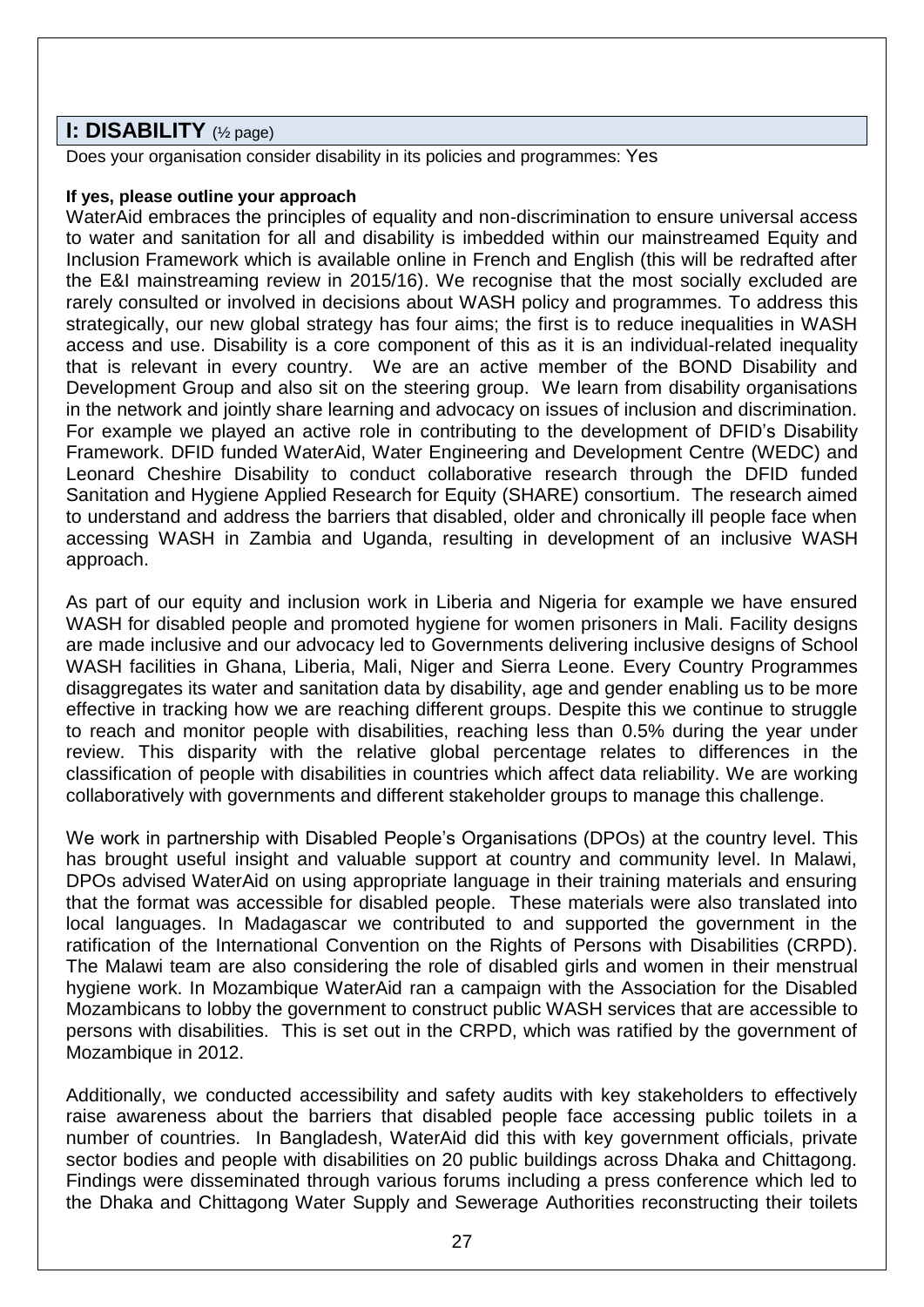## I: DISABILITY (½ page)

Does your organisation consider disability in its policies and programmes: Yes

**If yes, please outline your approach**

WaterAid embraces the principles of equality and non-discrimination to ensure universal access to water and sanitation for all and disability is imbedded within our mainstreamed Equity and Inclusion Framework which is available online in French and English (this will be redrafted after the E&I mainstreaming review in 2015/16). We recognise that the most socially excluded are rarely consulted or involved in decisions about WASH policy and programmes. To address this strategically, our new global strategy has four aims; the first is to reduce inequalities in WASH access and use. Disability is a core component of this as it is an individual-related inequality that is relevant in every country. We are an active member of the BOND Disability and Development Group and also sit on the steering group. We learn from disability organisations in the network and jointly share learning and advocacy on issues of inclusion and discrimination. For example we played an active role in contributing to the development of DFID's Disability Framework. DFID funded WaterAid, Water Engineering and Development Centre (WEDC) and Leonard Cheshire Disability to conduct collaborative research through the DFID funded Sanitation and Hygiene Applied Research for Equity (SHARE) consortium. The research aimed to understand and address the barriers that disabled, older and chronically ill people face when accessing WASH in Zambia and Uganda, resulting in development of an inclusive WASH approach.

As part of our equity and inclusion work in Liberia and Nigeria for example we have ensured WASH for disabled people and promoted hygiene for women prisoners in Mali. Facility designs are made inclusive and our advocacy led to Governments delivering inclusive designs of School WASH facilities in Ghana, Liberia, Mali, Niger and Sierra Leone. Every Country Programmes disaggregates its water and sanitation data by disability, age and gender enabling us to be more effective in tracking how we are reaching different groups. Despite this we continue to struggle to reach and monitor people with disabilities, reaching less than 0.5% during the year under review. This disparity with the relative global percentage relates to differences in the classification of people with disabilities in countries which affect data reliability. We are working collaboratively with governments and different stakeholder groups to manage this challenge.

We work in partnership with Disabled People's Organisations (DPOs) at the country level. This has brought useful insight and valuable support at country and community level. In Malawi, DPOs advised WaterAid on using appropriate language in their training materials and ensuring that the format was accessible for disabled people. These materials were also translated into local languages. In Madagascar we contributed to and supported the government in the ratification of the International Convention on the Rights of Persons with Disabilities (CRPD). The Malawi team are also considering the role of disabled girls and women in their menstrual hygiene work. In Mozambique WaterAid ran a campaign with the Association for the Disabled Mozambicans to lobby the government to construct public WASH services that are accessible to persons with disabilities. This is set out in the CRPD, which was ratified by the government of Mozambique in 2012.

Additionally, we conducted accessibility and safety audits with key stakeholders to effectively raise awareness about the barriers that disabled people face accessing public toilets in a number of countries. In Bangladesh, WaterAid did this with key government officials, private sector bodies and people with disabilities on 20 public buildings across Dhaka and Chittagong. Findings were disseminated through various forums including a press conference which led to the Dhaka and Chittagong Water Supply and Sewerage Authorities reconstructing their toilets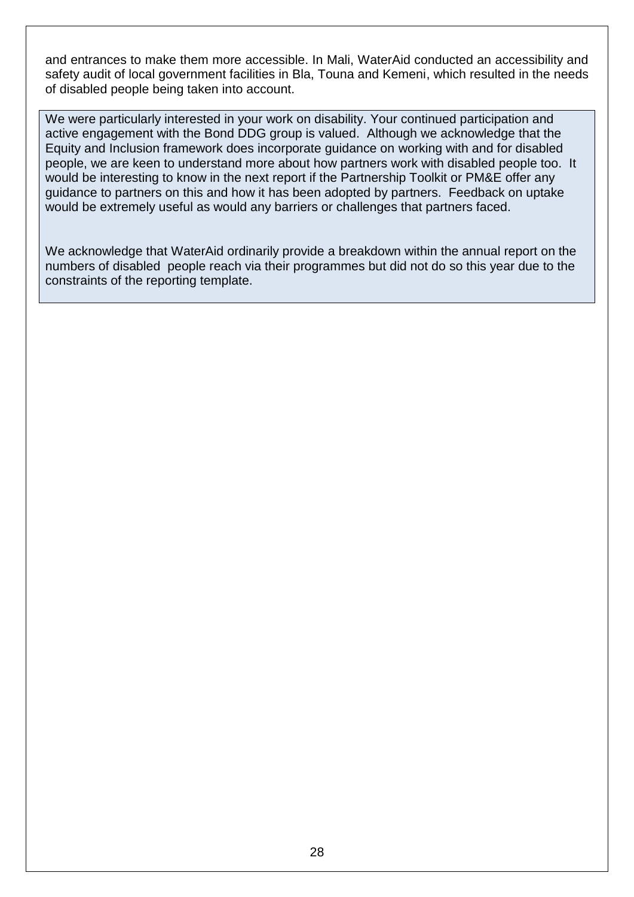and entrances to make them more accessible. In Mali, WaterAid conducted an accessibility and safety audit of local government facilities in Bla, Touna and Kemeni, which resulted in the needs of disabled people being taken into account.

We were particularly interested in your work on disability. Your continued participation and active engagement with the Bond DDG group is valued. Although we acknowledge that the Equity and Inclusion framework does incorporate guidance on working with and for disabled people, we are keen to understand more about how partners work with disabled people too. It would be interesting to know in the next report if the Partnership Toolkit or PM&E offer any guidance to partners on this and how it has been adopted by partners. Feedback on uptake would be extremely useful as would any barriers or challenges that partners faced.

We acknowledge that WaterAid ordinarily provide a breakdown within the annual report on the numbers of disabled people reach via their programmes but did not do so this year due to the constraints of the reporting template.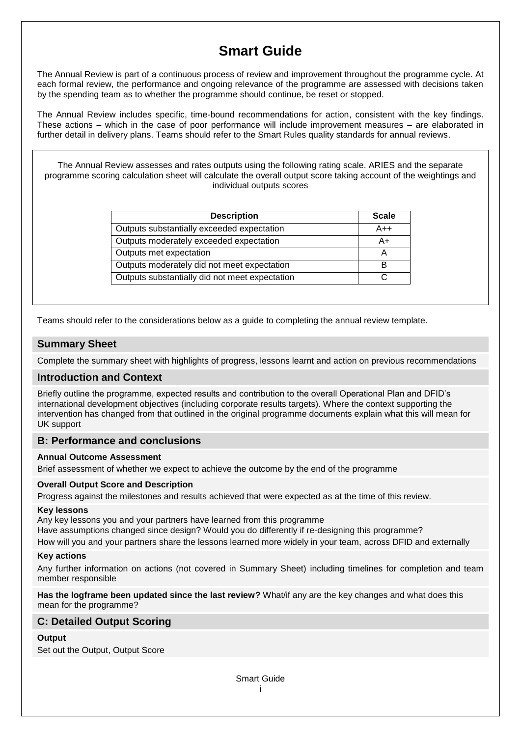# Smart Guide

The Annual Review is part of a continuous process of review and improvement throughout the programme cycle. At each formal review, the performance and ongoing relevance of the programme are assessed with decisions taken by the spending team as to whether the programme should continue, be reset or stopped.

The Annual Review includes specific, time-bound recommendations for action, consistent with the key findings. These actions – which in the case of poor performance will include improvement measures – are elaborated in further detail in delivery plans. Teams should refer to the Smart Rules quality standards for annual reviews.

The Annual Review assesses and rates outputs using the following rating scale. ARIES and the separate programme scoring calculation sheet will calculate the overall output score taking account of the weightings and individual outputs scores

| Description | Scale |
|---|---|
| Outputs substantially exceeded expectation | A++ |
| Outputs moderately exceeded expectation | A+ |
| Outputs met expectation | A |
| Outputs moderately did not meet expectation | B |
| Outputs substantially did not meet expectation | C |

Teams should refer to the considerations below as a guide to completing the annual review template.

## Summary Sheet

Complete the summary sheet with highlights of progress, lessons learnt and action on previous recommendations

## Introduction and Context

Briefly outline the programme, expected results and contribution to the overall Operational Plan and DFID's international development objectives (including corporate results targets). Where the context supporting the intervention has changed from that outlined in the original programme documents explain what this will mean for UK support

## B: Performance and conclusions

**Annual Outcome Assessment**

Brief assessment of whether we expect to achieve the outcome by the end of the programme

**Overall Output Score and Description**

Progress against the milestones and results achieved that were expected as at the time of this review.

**Key lessons**

Any key lessons you and your partners have learned from this programme

Have assumptions changed since design? Would you do differently if re-designing this programme?

How will you and your partners share the lessons learned more widely in your team, across DFID and externally

**Key actions**

Any further information on actions (not covered in Summary Sheet) including timelines for completion and team member responsible

**Has the logframe been updated since the last review?** What/if any are the key changes and what does this mean for the programme?

## C: Detailed Output Scoring

**Output**

Set out the Output, Output Score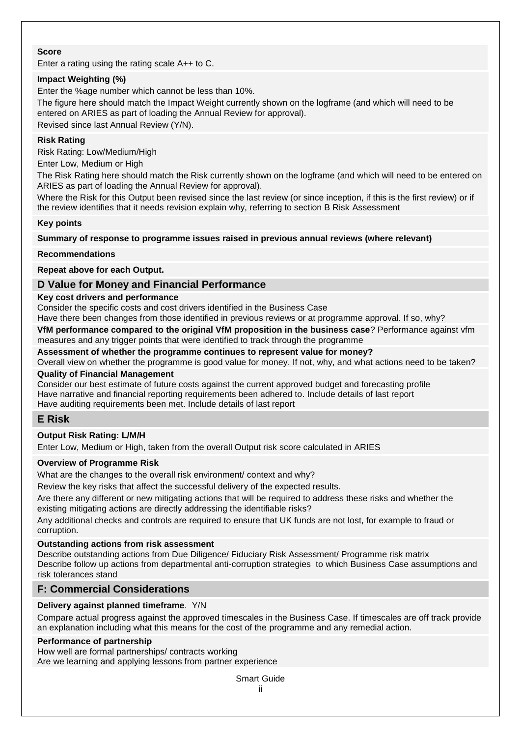**Score**

Enter a rating using the rating scale A++ to C.

**Impact Weighting (%)**

Enter the %age number which cannot be less than 10%.

The figure here should match the Impact Weight currently shown on the logframe (and which will need to be entered on ARIES as part of loading the Annual Review for approval).

Revised since last Annual Review (Y/N).

**Risk Rating**

Risk Rating: Low/Medium/High

Enter Low, Medium or High

The Risk Rating here should match the Risk currently shown on the logframe (and which will need to be entered on ARIES as part of loading the Annual Review for approval).

Where the Risk for this Output been revised since the last review (or since inception, if this is the first review) or if the review identifies that it needs revision explain why, referring to section B Risk Assessment

**Key points**

**Summary of response to programme issues raised in previous annual reviews (where relevant)**

**Recommendations**

**Repeat above for each Output.**

## D Value for Money and Financial Performance

**Key cost drivers and performance**

Consider the specific costs and cost drivers identified in the Business Case

Have there been changes from those identified in previous reviews or at programme approval. If so, why?

**VfM performance compared to the original VfM proposition in the business case**? Performance against vfm measures and any trigger points that were identified to track through the programme

**Assessment of whether the programme continues to represent value for money?**

Overall view on whether the programme is good value for money. If not, why, and what actions need to be taken?

**Quality of Financial Management**

Consider our best estimate of future costs against the current approved budget and forecasting profile

Have narrative and financial reporting requirements been adhered to. Include details of last report

Have auditing requirements been met. Include details of last report

## E Risk

**Output Risk Rating: L/M/H**

Enter Low, Medium or High, taken from the overall Output risk score calculated in ARIES

**Overview of Programme Risk**

What are the changes to the overall risk environment/ context and why?

Review the key risks that affect the successful delivery of the expected results.

Are there any different or new mitigating actions that will be required to address these risks and whether the existing mitigating actions are directly addressing the identifiable risks?

Any additional checks and controls are required to ensure that UK funds are not lost, for example to fraud or corruption.

**Outstanding actions from risk assessment**

Describe outstanding actions from Due Diligence/ Fiduciary Risk Assessment/ Programme risk matrix

Describe follow up actions from departmental anti-corruption strategies to which Business Case assumptions and risk tolerances stand

## F: Commercial Considerations

**Delivery against planned timeframe**. Y/N

Compare actual progress against the approved timescales in the Business Case. If timescales are off track provide an explanation including what this means for the cost of the programme and any remedial action.

**Performance of partnership**

How well are formal partnerships/ contracts working

Are we learning and applying lessons from partner experience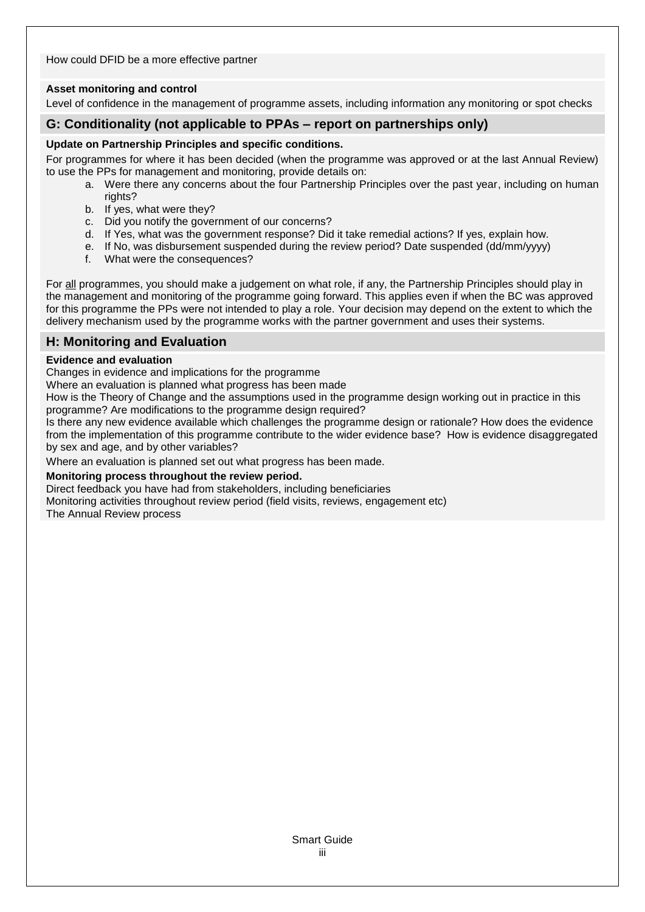How could DFID be a more effective partner

**Asset monitoring and control**

Level of confidence in the management of programme assets, including information any monitoring or spot checks

## G: Conditionality (not applicable to PPAs – report on partnerships only)

**Update on Partnership Principles and specific conditions.**

For programmes for where it has been decided (when the programme was approved or at the last Annual Review) to use the PPs for management and monitoring, provide details on:

a. Were there any concerns about the four Partnership Principles over the past year, including on human rights?
b. If yes, what were they?
c. Did you notify the government of our concerns?
d. If Yes, what was the government response? Did it take remedial actions? If yes, explain how.
e. If No, was disbursement suspended during the review period? Date suspended (dd/mm/yyyy)
f. What were the consequences?

For all programmes, you should make a judgement on what role, if any, the Partnership Principles should play in the management and monitoring of the programme going forward. This applies even if when the BC was approved for this programme the PPs were not intended to play a role. Your decision may depend on the extent to which the delivery mechanism used by the programme works with the partner government and uses their systems.

## H: Monitoring and Evaluation

**Evidence and evaluation**

Changes in evidence and implications for the programme

Where an evaluation is planned what progress has been made

How is the Theory of Change and the assumptions used in the programme design working out in practice in this programme? Are modifications to the programme design required?

Is there any new evidence available which challenges the programme design or rationale? How does the evidence from the implementation of this programme contribute to the wider evidence base? How is evidence disaggregated by sex and age, and by other variables?

Where an evaluation is planned set out what progress has been made.

**Monitoring process throughout the review period.**

Direct feedback you have had from stakeholders, including beneficiaries

Monitoring activities throughout review period (field visits, reviews, engagement etc)

The Annual Review process